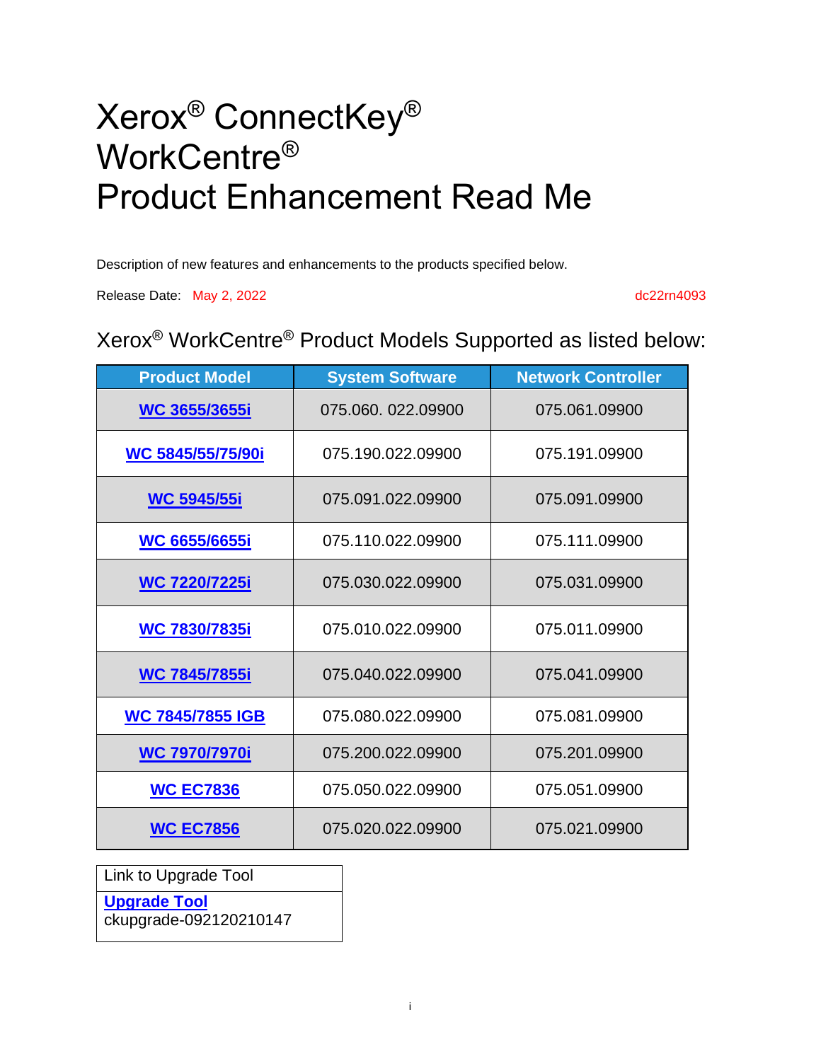# Xerox® ConnectKey® WorkCentre® Product Enhancement Read Me

Description of new features and enhancements to the products specified below.

Release Date: May 2, 2022 dc22rn4093

## Xerox® WorkCentre® Product Models Supported as listed below:

| Product Model | System Software | Network Controller |
|---|---|---|
| **WC 3655/3655i** | 075.060. 022.09900 | 075.061.09900 |
| **WC 5845/55/75/90i** | 075.190.022.09900 | 075.191.09900 |
| **WC 5945/55i** | 075.091.022.09900 | 075.091.09900 |
| **WC 6655/6655i** | 075.110.022.09900 | 075.111.09900 |
| **WC 7220/7225i** | 075.030.022.09900 | 075.031.09900 |
| **WC 7830/7835i** | 075.010.022.09900 | 075.011.09900 |
| **WC 7845/7855i** | 075.040.022.09900 | 075.041.09900 |
| **WC 7845/7855 IGB** | 075.080.022.09900 | 075.081.09900 |
| **WC 7970/7970i** | 075.200.022.09900 | 075.201.09900 |
| **WC EC7836** | 075.050.022.09900 | 075.051.09900 |
| **WC EC7856** | 075.020.022.09900 | 075.021.09900 |

| Link to Upgrade Tool |
|---|
| **Upgrade Tool** ckupgrade-092120210147 |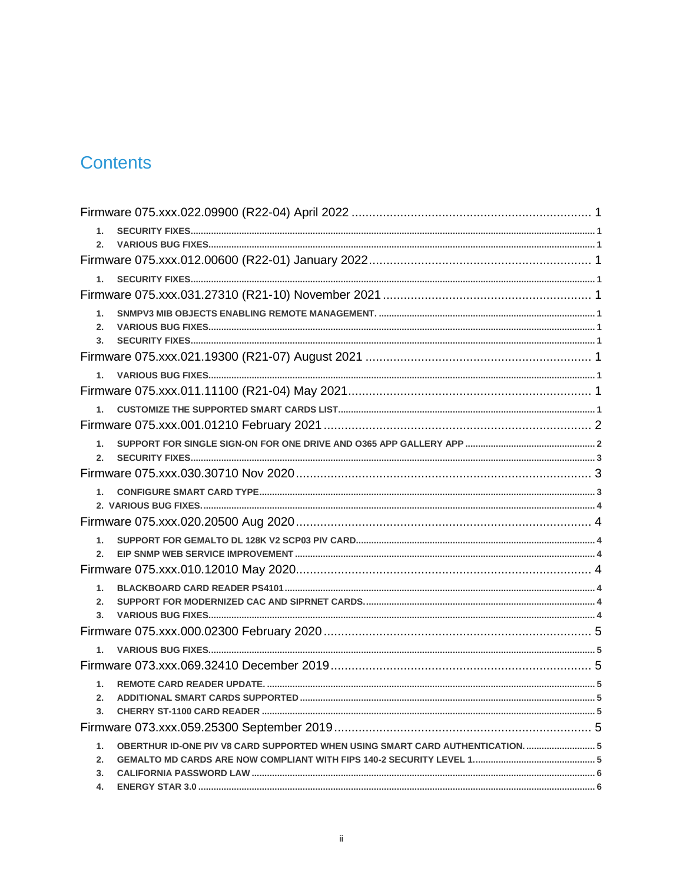# Contents

Firmware 075.xxx.022.09900 (R22-04) April 2022 .................................................................... 1

1. SECURITY FIXES.................................................................................................................................................. 1
2. VARIOUS BUG FIXES........................................................................................................................................... 1

Firmware 075.xxx.012.00600 (R22-01) January 2022................................................................ 1

1. SECURITY FIXES.................................................................................................................................................. 1

Firmware 075.xxx.031.27310 (R21-10) November 2021 ........................................................... 1

1. SNMPV3 MIB OBJECTS ENABLING REMOTE MANAGEMENT. ..................................................................................... 1
2. VARIOUS BUG FIXES........................................................................................................................................... 1
3. SECURITY FIXES.................................................................................................................................................. 1

Firmware 075.xxx.021.19300 (R21-07) August 2021 ................................................................. 1

1. VARIOUS BUG FIXES........................................................................................................................................... 1

Firmware 075.xxx.011.11100 (R21-04) May 2021..................................................................... 1

1. CUSTOMIZE THE SUPPORTED SMART CARDS LIST.................................................................................................. 1

Firmware 075.xxx.001.01210 February 2021 ............................................................................ 2

1. SUPPORT FOR SINGLE SIGN-ON FOR ONE DRIVE AND O365 APP GALLERY APP .................................................. 2
2. SECURITY FIXES.................................................................................................................................................. 3

Firmware 075.xxx.030.30710 Nov 2020.................................................................................... 3

1. CONFIGURE SMART CARD TYPE.......................................................................................................................... 3
2. VARIOUS BUG FIXES........................................................................................................................................... 4

Firmware 075.xxx.020.20500 Aug 2020.................................................................................... 4

1. SUPPORT FOR GEMALTO DL 128K V2 SCP03 PIV CARD......................................................................................... 4
2. EIP SNMP WEB SERVICE IMPROVEMENT ............................................................................................................ 4

Firmware 075.xxx.010.12010 May 2020.................................................................................... 4

1. BLACKBOARD CARD READER PS4101.................................................................................................................. 4
2. SUPPORT FOR MODERNIZED CAC AND SIPRNET CARDS......................................................................................... 4
3. VARIOUS BUG FIXES........................................................................................................................................... 4

Firmware 075.xxx.000.02300 February 2020............................................................................ 5

1. VARIOUS BUG FIXES........................................................................................................................................... 5

Firmware 073.xxx.069.32410 December 2019.......................................................................... 5

1. REMOTE CARD READER UPDATE. ........................................................................................................................ 5
2. ADDITIONAL SMART CARDS SUPPORTED .............................................................................................................. 5
3. CHERRY ST-1100 CARD READER ......................................................................................................................... 5

Firmware 073.xxx.059.25300 September 2019......................................................................... 5

1. OBERTHUR ID-ONE PIV V8 CARD SUPPORTED WHEN USING SMART CARD AUTHENTICATION. ........................... 5
2. GEMALTO MD CARDS ARE NOW COMPLIANT WITH FIPS 140-2 SECURITY LEVEL 1............................................... 5
3. CALIFORNIA PASSWORD LAW ............................................................................................................................ 6
4. ENERGY STAR 3.0 ............................................................................................................................................. 6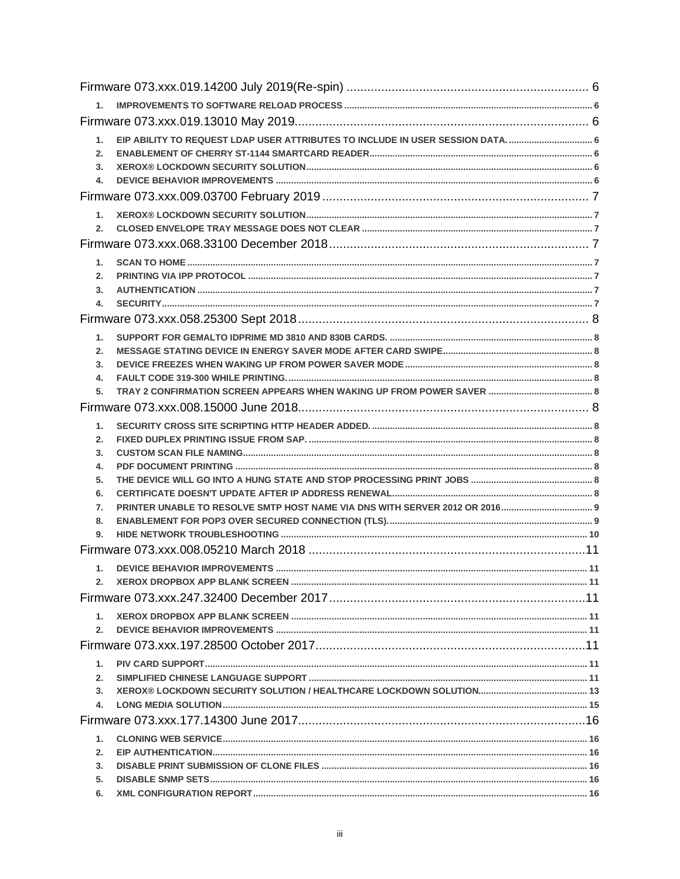Firmware 073.xxx.019.14200 July 2019(Re-spin) ..................................................................... 6

1. IMPROVEMENTS TO SOFTWARE RELOAD PROCESS ..................................................................................................... 6

Firmware 073.xxx.019.13010 May 2019................................................................................... 6

1. EIP ABILITY TO REQUEST LDAP USER ATTRIBUTES TO INCLUDE IN USER SESSION DATA. ................................. 6
2. ENABLEMENT OF CHERRY ST-1144 SMARTCARD READER........................................................................................ 6
3. XEROX® LOCKDOWN SECURITY SOLUTION.................................................................................................................. 6
4. DEVICE BEHAVIOR IMPROVEMENTS ............................................................................................................................. 6

Firmware 073.xxx.009.03700 February 2019 ........................................................................... 7

1. XEROX® LOCKDOWN SECURITY SOLUTION.................................................................................................................. 7
2. CLOSED ENVELOPE TRAY MESSAGE DOES NOT CLEAR ............................................................................................ 7

Firmware 073.xxx.068.33100 December 2018.......................................................................... 7

1. SCAN TO HOME ............................................................................................................................................................... 7
2. PRINTING VIA IPP PROTOCOL ....................................................................................................................................... 7
3. AUTHENTICATION ........................................................................................................................................................... 7
4. SECURITY......................................................................................................................................................................... 7

Firmware 073.xxx.058.25300 Sept 2018................................................................................... 8

1. SUPPORT FOR GEMALTO IDPRIME MD 3810 AND 830B CARDS. ................................................................................. 8
2. MESSAGE STATING DEVICE IN ENERGY SAVER MODE AFTER CARD SWIPE........................................................... 8
3. DEVICE FREEZES WHEN WAKING UP FROM POWER SAVER MODE .......................................................................... 8
4. FAULT CODE 319-300 WHILE PRINTING......................................................................................................................... 8
5. TRAY 2 CONFIRMATION SCREEN APPEARS WHEN WAKING UP FROM POWER SAVER ......................................... 8

Firmware 073.xxx.008.15000 June 2018.................................................................................... 8

1. SECURITY CROSS SITE SCRIPTING HTTP HEADER ADDED. ...................................................................................... 8
2. FIXED DUPLEX PRINTING ISSUE FROM SAP. ................................................................................................................ 8
3. CUSTOM SCAN FILE NAMING......................................................................................................................................... 8
4. PDF DOCUMENT PRINTING ............................................................................................................................................ 8
5. THE DEVICE WILL GO INTO A HUNG STATE AND STOP PROCESSING PRINT JOBS ................................................ 8
6. CERTIFICATE DOESN'T UPDATE AFTER IP ADDRESS RENEWAL............................................................................... 8
7. PRINTER UNABLE TO RESOLVE SMTP HOST NAME VIA DNS WITH SERVER 2012 OR 2016.................................... 9
8. ENABLEMENT FOR POP3 OVER SECURED CONNECTION (TLS)................................................................................. 9
9. HIDE NETWORK TROUBLESHOOTING ......................................................................................................................... 10

Firmware 073.xxx.008.05210 March 2018 ...............................................................................11

1. DEVICE BEHAVIOR IMPROVEMENTS ........................................................................................................................... 11
2. XEROX DROPBOX APP BLANK SCREEN ..................................................................................................................... 11

Firmware 073.xxx.247.32400 December 2017.........................................................................11

1. XEROX DROPBOX APP BLANK SCREEN ..................................................................................................................... 11
2. DEVICE BEHAVIOR IMPROVEMENTS ........................................................................................................................... 11

Firmware 073.xxx.197.28500 October 2017.............................................................................11

1. PIV CARD SUPPORT....................................................................................................................................................... 11
2. SIMPLIFIED CHINESE LANGUAGE SUPPORT ............................................................................................................. 11
3. XEROX® LOCKDOWN SECURITY SOLUTION / HEALTHCARE LOCKDOWN SOLUTION........................................... 13
4. LONG MEDIA SOLUTION................................................................................................................................................ 15

Firmware 073.xxx.177.14300 June 2017..................................................................................16

1. CLONING WEB SERVICE................................................................................................................................................ 16
2. EIP AUTHENTICATION.................................................................................................................................................... 16
3. DISABLE PRINT SUBMISSION OF CLONE FILES ......................................................................................................... 16
5. DISABLE SNMP SETS..................................................................................................................................................... 16
6. XML CONFIGURATION REPORT.................................................................................................................................... 16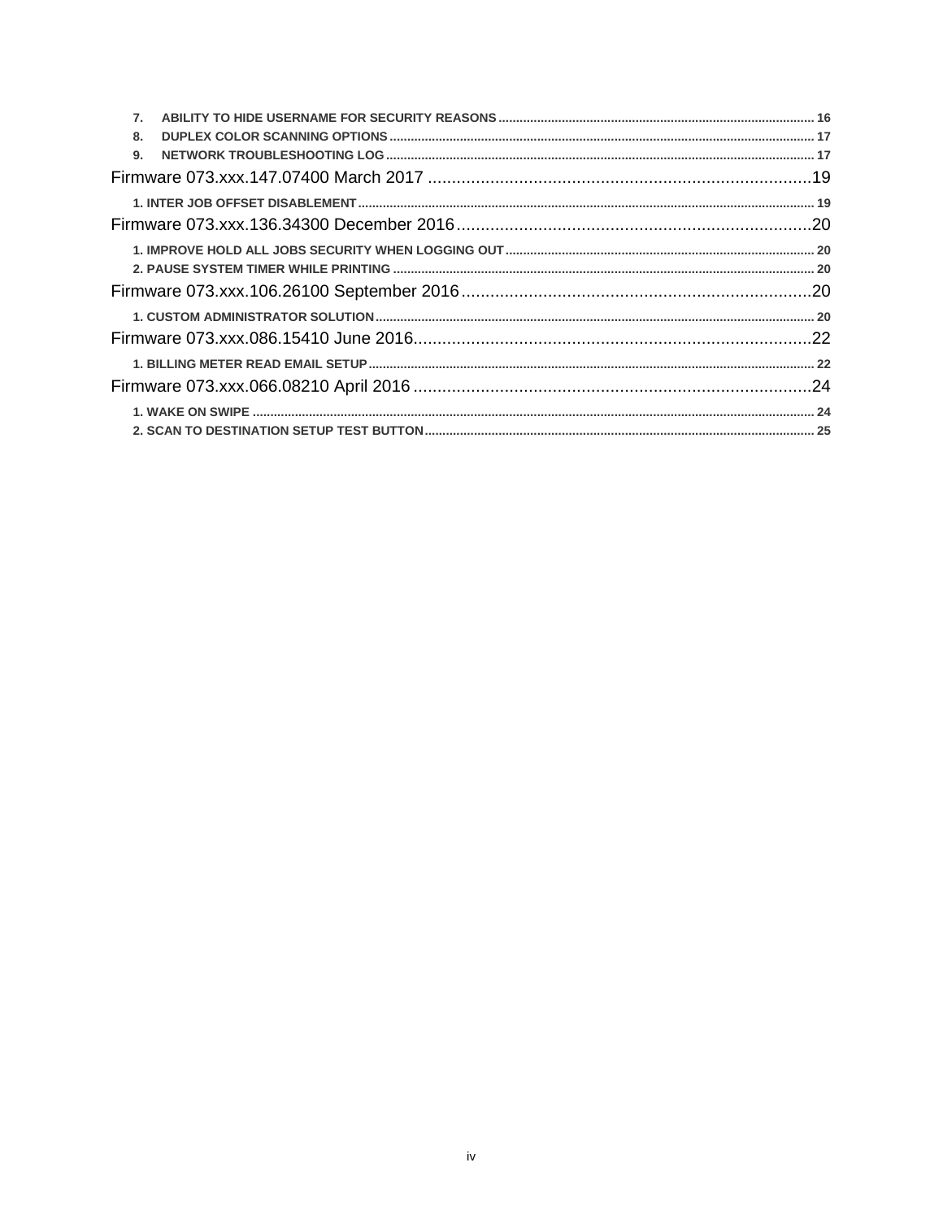7. ABILITY TO HIDE USERNAME FOR SECURITY REASONS ........................................................................................ 16
8. DUPLEX COLOR SCANNING OPTIONS ........................................................................................................... 17
9. NETWORK TROUBLESHOOTING LOG .............................................................................................................. 17

Firmware 073.xxx.147.07400 March 2017 ................................................................................19

1. INTER JOB OFFSET DISABLEMENT ................................................................................................................. 19

Firmware 073.xxx.136.34300 December 2016.........................................................................20

1. IMPROVE HOLD ALL JOBS SECURITY WHEN LOGGING OUT ....................................................................... 20
2. PAUSE SYSTEM TIMER WHILE PRINTING ....................................................................................................... 20

Firmware 073.xxx.106.26100 September 2016........................................................................20

1. CUSTOM ADMINISTRATOR SOLUTION ............................................................................................................ 20

Firmware 073.xxx.086.15410 June 2016..................................................................................22

1. BILLING METER READ EMAIL SETUP ............................................................................................................. 22

Firmware 073.xxx.066.08210 April 2016 ..................................................................................24

1. WAKE ON SWIPE ............................................................................................................................................. 24
2. SCAN TO DESTINATION SETUP TEST BUTTON.............................................................................................. 25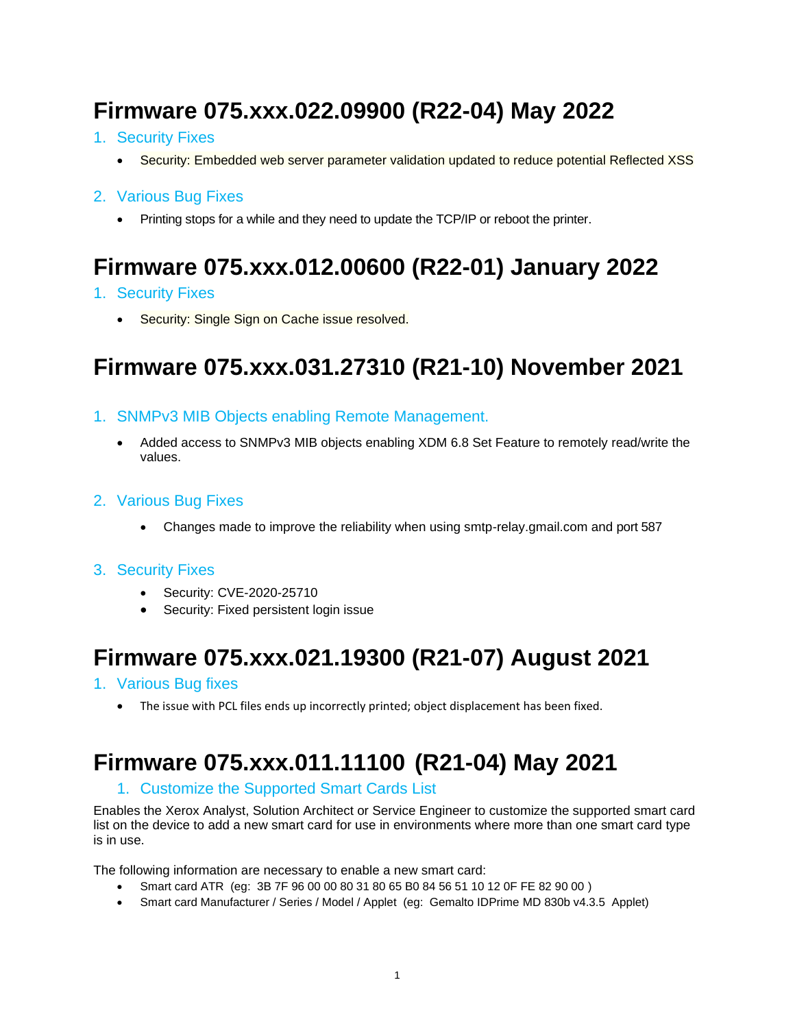# Firmware 075.xxx.022.09900 (R22-04) May 2022

## 1. Security Fixes

- Security: Embedded web server parameter validation updated to reduce potential Reflected XSS

## 2. Various Bug Fixes

- Printing stops for a while and they need to update the TCP/IP or reboot the printer.

# Firmware 075.xxx.012.00600 (R22-01) January 2022

## 1. Security Fixes

- Security: Single Sign on Cache issue resolved.

# Firmware 075.xxx.031.27310 (R21-10) November 2021

## 1. SNMPv3 MIB Objects enabling Remote Management.

- Added access to SNMPv3 MIB objects enabling XDM 6.8 Set Feature to remotely read/write the values.

## 2. Various Bug Fixes

- Changes made to improve the reliability when using smtp-relay.gmail.com and port 587

## 3. Security Fixes

- Security: CVE-2020-25710
- Security: Fixed persistent login issue

# Firmware 075.xxx.021.19300 (R21-07) August 2021

## 1. Various Bug fixes

- The issue with PCL files ends up incorrectly printed; object displacement has been fixed.

# Firmware 075.xxx.011.11100 (R21-04) May 2021

## 1. Customize the Supported Smart Cards List

Enables the Xerox Analyst, Solution Architect or Service Engineer to customize the supported smart card list on the device to add a new smart card for use in environments where more than one smart card type is in use.

The following information are necessary to enable a new smart card:

- Smart card ATR (eg: 3B 7F 96 00 00 80 31 80 65 B0 84 56 51 10 12 0F FE 82 90 00 )
- Smart card Manufacturer / Series / Model / Applet (eg: Gemalto IDPrime MD 830b v4.3.5 Applet)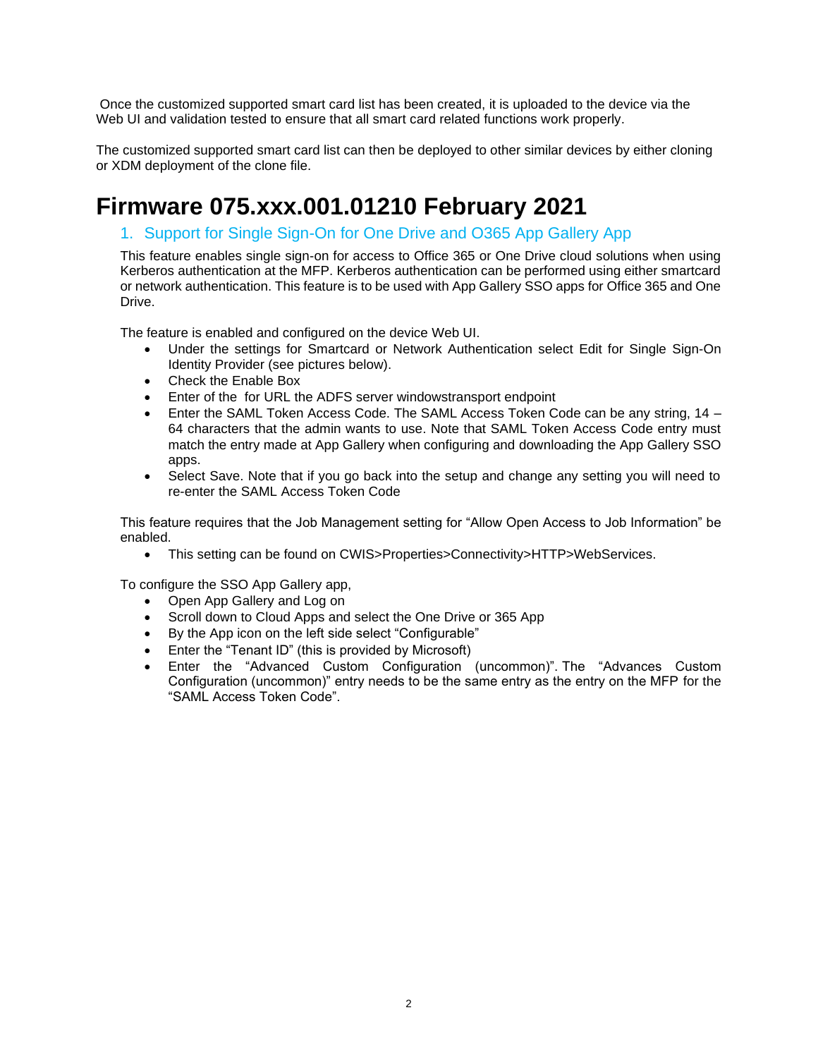Once the customized supported smart card list has been created, it is uploaded to the device via the Web UI and validation tested to ensure that all smart card related functions work properly.

The customized supported smart card list can then be deployed to other similar devices by either cloning or XDM deployment of the clone file.

# Firmware 075.xxx.001.01210 February 2021

## 1. Support for Single Sign-On for One Drive and O365 App Gallery App

This feature enables single sign-on for access to Office 365 or One Drive cloud solutions when using Kerberos authentication at the MFP. Kerberos authentication can be performed using either smartcard or network authentication. This feature is to be used with App Gallery SSO apps for Office 365 and One Drive.

The feature is enabled and configured on the device Web UI.

- Under the settings for Smartcard or Network Authentication select Edit for Single Sign-On Identity Provider (see pictures below).
- Check the Enable Box
- Enter of the for URL the ADFS server windowstransport endpoint
- Enter the SAML Token Access Code. The SAML Access Token Code can be any string, 14 – 64 characters that the admin wants to use. Note that SAML Token Access Code entry must match the entry made at App Gallery when configuring and downloading the App Gallery SSO apps.
- Select Save. Note that if you go back into the setup and change any setting you will need to re-enter the SAML Access Token Code

This feature requires that the Job Management setting for "Allow Open Access to Job Information" be enabled.

- This setting can be found on CWIS>Properties>Connectivity>HTTP>WebServices.

To configure the SSO App Gallery app,

- Open App Gallery and Log on
- Scroll down to Cloud Apps and select the One Drive or 365 App
- By the App icon on the left side select "Configurable"
- Enter the "Tenant ID" (this is provided by Microsoft)
- Enter the "Advanced Custom Configuration (uncommon)". The "Advances Custom Configuration (uncommon)" entry needs to be the same entry as the entry on the MFP for the "SAML Access Token Code".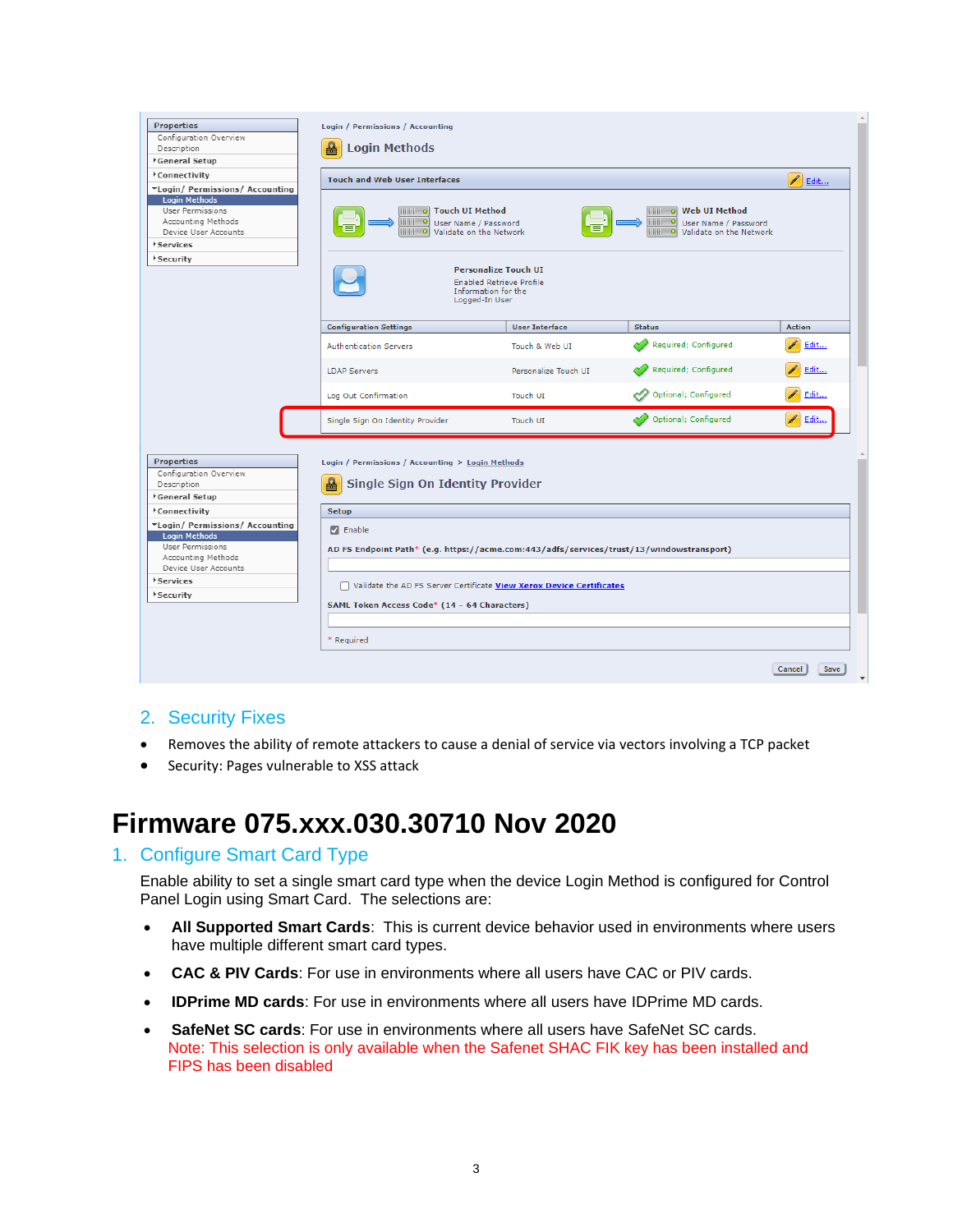## 2. Security Fixes

- Removes the ability of remote attackers to cause a denial of service via vectors involving a TCP packet
- Security: Pages vulnerable to XSS attack

# Firmware 075.xxx.030.30710 Nov 2020

## 1. Configure Smart Card Type

Enable ability to set a single smart card type when the device Login Method is configured for Control Panel Login using Smart Card. The selections are:

- **All Supported Smart Cards**: This is current device behavior used in environments where users have multiple different smart card types.
- **CAC & PIV Cards**: For use in environments where all users have CAC or PIV cards.
- **IDPrime MD cards**: For use in environments where all users have IDPrime MD cards.
- **SafeNet SC cards**: For use in environments where all users have SafeNet SC cards.
  Note: This selection is only available when the Safenet SHAC FIK key has been installed and FIPS has been disabled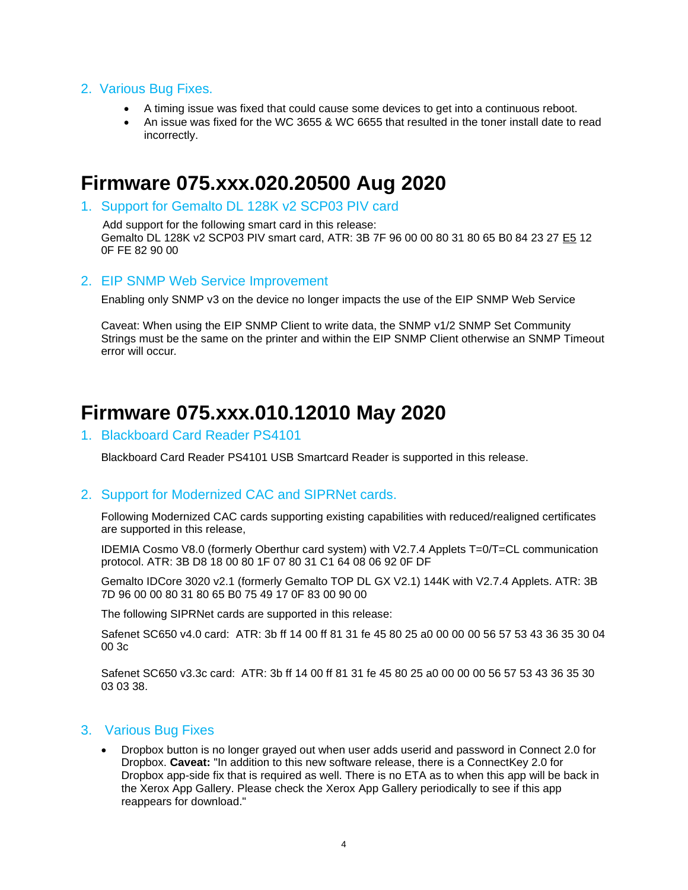2. Various Bug Fixes.

- A timing issue was fixed that could cause some devices to get into a continuous reboot.
- An issue was fixed for the WC 3655 & WC 6655 that resulted in the toner install date to read incorrectly.

# Firmware 075.xxx.020.20500 Aug 2020

## 1. Support for Gemalto DL 128K v2 SCP03 PIV card

Add support for the following smart card in this release:
Gemalto DL 128K v2 SCP03 PIV smart card, ATR: 3B 7F 96 00 00 80 31 80 65 B0 84 23 27 E5 12 0F FE 82 90 00

## 2. EIP SNMP Web Service Improvement

Enabling only SNMP v3 on the device no longer impacts the use of the EIP SNMP Web Service

Caveat: When using the EIP SNMP Client to write data, the SNMP v1/2 SNMP Set Community Strings must be the same on the printer and within the EIP SNMP Client otherwise an SNMP Timeout error will occur.

# Firmware 075.xxx.010.12010 May 2020

## 1. Blackboard Card Reader PS4101

Blackboard Card Reader PS4101 USB Smartcard Reader is supported in this release.

## 2. Support for Modernized CAC and SIPRNet cards.

Following Modernized CAC cards supporting existing capabilities with reduced/realigned certificates are supported in this release,

IDEMIA Cosmo V8.0 (formerly Oberthur card system) with V2.7.4 Applets T=0/T=CL communication protocol. ATR: 3B D8 18 00 80 1F 07 80 31 C1 64 08 06 92 0F DF

Gemalto IDCore 3020 v2.1 (formerly Gemalto TOP DL GX V2.1) 144K with V2.7.4 Applets. ATR: 3B 7D 96 00 00 80 31 80 65 B0 75 49 17 0F 83 00 90 00

The following SIPRNet cards are supported in this release:

Safenet SC650 v4.0 card: ATR: 3b ff 14 00 ff 81 31 fe 45 80 25 a0 00 00 00 56 57 53 43 36 35 30 04 00 3c

Safenet SC650 v3.3c card: ATR: 3b ff 14 00 ff 81 31 fe 45 80 25 a0 00 00 00 56 57 53 43 36 35 30 03 03 38.

## 3. Various Bug Fixes

- Dropbox button is no longer grayed out when user adds userid and password in Connect 2.0 for Dropbox. **Caveat:** "In addition to this new software release, there is a ConnectKey 2.0 for Dropbox app-side fix that is required as well. There is no ETA as to when this app will be back in the Xerox App Gallery. Please check the Xerox App Gallery periodically to see if this app reappears for download."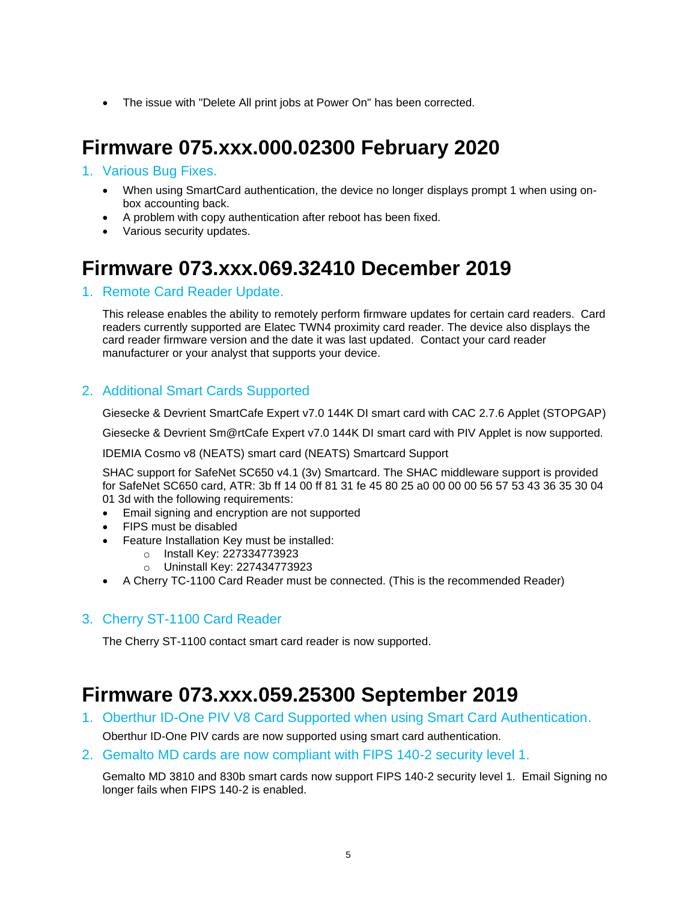- The issue with "Delete All print jobs at Power On" has been corrected.

# Firmware 075.xxx.000.02300 February 2020

## 1. Various Bug Fixes.

- When using SmartCard authentication, the device no longer displays prompt 1 when using on-box accounting back.
- A problem with copy authentication after reboot has been fixed.
- Various security updates.

# Firmware 073.xxx.069.32410 December 2019

## 1. Remote Card Reader Update.

This release enables the ability to remotely perform firmware updates for certain card readers. Card readers currently supported are Elatec TWN4 proximity card reader. The device also displays the card reader firmware version and the date it was last updated. Contact your card reader manufacturer or your analyst that supports your device.

## 2. Additional Smart Cards Supported

Giesecke & Devrient SmartCafe Expert v7.0 144K DI smart card with CAC 2.7.6 Applet (STOPGAP)

Giesecke & Devrient Sm@rtCafe Expert v7.0 144K DI smart card with PIV Applet is now supported.

IDEMIA Cosmo v8 (NEATS) smart card (NEATS) Smartcard Support

SHAC support for SafeNet SC650 v4.1 (3v) Smartcard. The SHAC middleware support is provided for SafeNet SC650 card, ATR: 3b ff 14 00 ff 81 31 fe 45 80 25 a0 00 00 00 56 57 53 43 36 35 30 04 01 3d with the following requirements:

- Email signing and encryption are not supported
- FIPS must be disabled
- Feature Installation Key must be installed:
  - Install Key: 227334773923
  - Uninstall Key: 227434773923
- A Cherry TC-1100 Card Reader must be connected. (This is the recommended Reader)

## 3. Cherry ST-1100 Card Reader

The Cherry ST-1100 contact smart card reader is now supported.

# Firmware 073.xxx.059.25300 September 2019

## 1. Oberthur ID-One PIV V8 Card Supported when using Smart Card Authentication.

Oberthur ID-One PIV cards are now supported using smart card authentication.

## 2. Gemalto MD cards are now compliant with FIPS 140-2 security level 1.

Gemalto MD 3810 and 830b smart cards now support FIPS 140-2 security level 1. Email Signing no longer fails when FIPS 140-2 is enabled.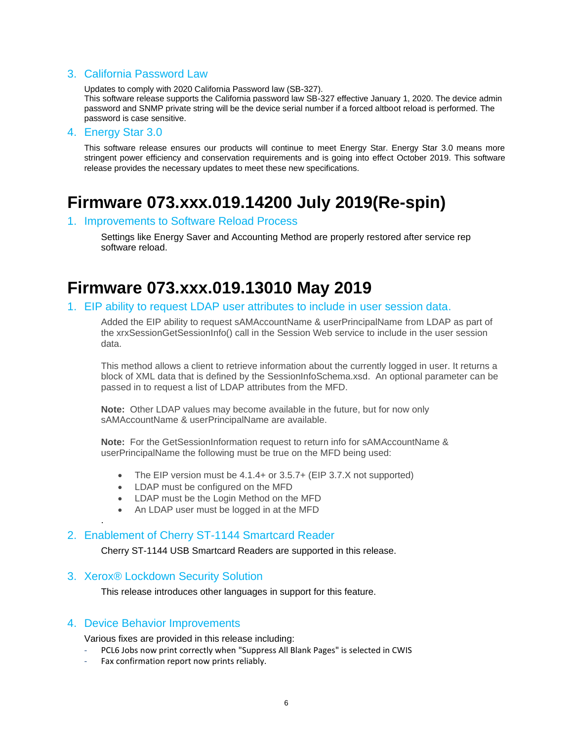## 3. California Password Law

Updates to comply with 2020 California Password law (SB-327).
This software release supports the California password law SB-327 effective January 1, 2020. The device admin password and SNMP private string will be the device serial number if a forced altboot reload is performed. The password is case sensitive.

## 4. Energy Star 3.0

This software release ensures our products will continue to meet Energy Star. Energy Star 3.0 means more stringent power efficiency and conservation requirements and is going into effect October 2019. This software release provides the necessary updates to meet these new specifications.

# Firmware 073.xxx.019.14200 July 2019(Re-spin)

## 1. Improvements to Software Reload Process

Settings like Energy Saver and Accounting Method are properly restored after service rep software reload.

# Firmware 073.xxx.019.13010 May 2019

## 1. EIP ability to request LDAP user attributes to include in user session data.

Added the EIP ability to request sAMAccountName & userPrincipalName from LDAP as part of the xrxSessionGetSessionInfo() call in the Session Web service to include in the user session data.

This method allows a client to retrieve information about the currently logged in user. It returns a block of XML data that is defined by the SessionInfoSchema.xsd. An optional parameter can be passed in to request a list of LDAP attributes from the MFD.

**Note:** Other LDAP values may become available in the future, but for now only sAMAccountName & userPrincipalName are available.

**Note:** For the GetSessionInformation request to return info for sAMAccountName & userPrincipalName the following must be true on the MFD being used:

- The EIP version must be 4.1.4+ or 3.5.7+ (EIP 3.7.X not supported)
- LDAP must be configured on the MFD
- LDAP must be the Login Method on the MFD
- An LDAP user must be logged in at the MFD

.

## 2. Enablement of Cherry ST-1144 Smartcard Reader

Cherry ST-1144 USB Smartcard Readers are supported in this release.

## 3. Xerox® Lockdown Security Solution

This release introduces other languages in support for this feature.

## 4. Device Behavior Improvements

Various fixes are provided in this release including:

- PCL6 Jobs now print correctly when "Suppress All Blank Pages" is selected in CWIS
- Fax confirmation report now prints reliably.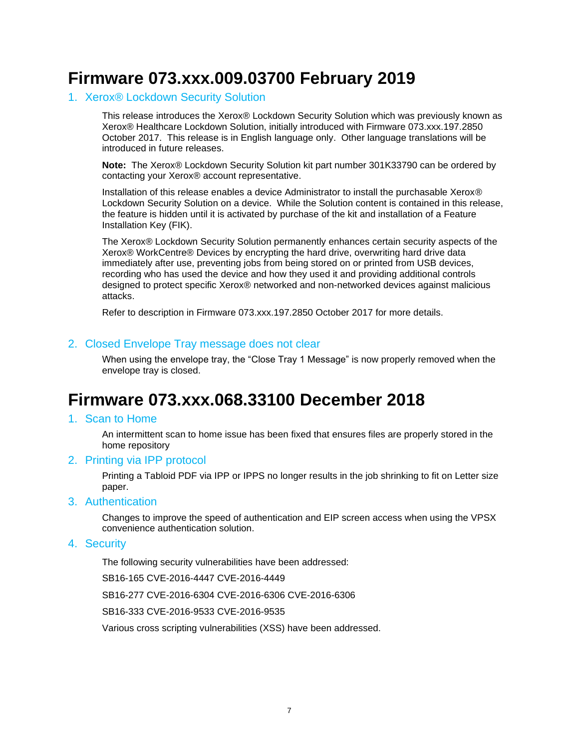# Firmware 073.xxx.009.03700 February 2019

## 1. Xerox® Lockdown Security Solution

This release introduces the Xerox® Lockdown Security Solution which was previously known as Xerox® Healthcare Lockdown Solution, initially introduced with Firmware 073.xxx.197.2850 October 2017. This release is in English language only. Other language translations will be introduced in future releases.

**Note:** The Xerox® Lockdown Security Solution kit part number 301K33790 can be ordered by contacting your Xerox® account representative.

Installation of this release enables a device Administrator to install the purchasable Xerox® Lockdown Security Solution on a device. While the Solution content is contained in this release, the feature is hidden until it is activated by purchase of the kit and installation of a Feature Installation Key (FIK).

The Xerox® Lockdown Security Solution permanently enhances certain security aspects of the Xerox® WorkCentre® Devices by encrypting the hard drive, overwriting hard drive data immediately after use, preventing jobs from being stored on or printed from USB devices, recording who has used the device and how they used it and providing additional controls designed to protect specific Xerox® networked and non-networked devices against malicious attacks.

Refer to description in Firmware 073.xxx.197.2850 October 2017 for more details.

## 2. Closed Envelope Tray message does not clear

When using the envelope tray, the “Close Tray 1 Message” is now properly removed when the envelope tray is closed.

# Firmware 073.xxx.068.33100 December 2018

## 1. Scan to Home

An intermittent scan to home issue has been fixed that ensures files are properly stored in the home repository

## 2. Printing via IPP protocol

Printing a Tabloid PDF via IPP or IPPS no longer results in the job shrinking to fit on Letter size paper.

## 3. Authentication

Changes to improve the speed of authentication and EIP screen access when using the VPSX convenience authentication solution.

## 4. Security

The following security vulnerabilities have been addressed:

SB16-165 CVE-2016-4447 CVE-2016-4449

SB16-277 CVE-2016-6304 CVE-2016-6306 CVE-2016-6306

SB16-333 CVE-2016-9533 CVE-2016-9535

Various cross scripting vulnerabilities (XSS) have been addressed.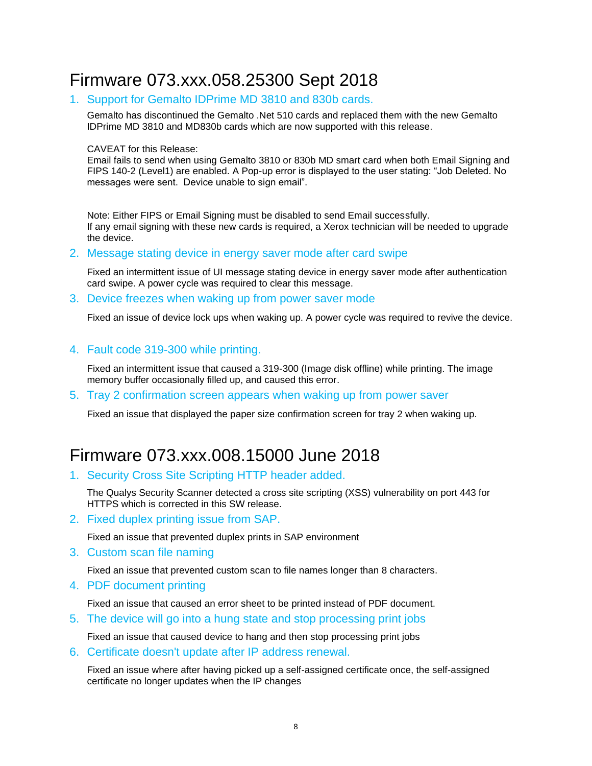# Firmware 073.xxx.058.25300 Sept 2018

1. Support for Gemalto IDPrime MD 3810 and 830b cards.

   Gemalto has discontinued the Gemalto .Net 510 cards and replaced them with the new Gemalto IDPrime MD 3810 and MD830b cards which are now supported with this release.

   CAVEAT for this Release:
   Email fails to send when using Gemalto 3810 or 830b MD smart card when both Email Signing and FIPS 140-2 (Level1) are enabled. A Pop-up error is displayed to the user stating: "Job Deleted. No messages were sent. Device unable to sign email".

   Note: Either FIPS or Email Signing must be disabled to send Email successfully.
   If any email signing with these new cards is required, a Xerox technician will be needed to upgrade the device.

2. Message stating device in energy saver mode after card swipe

   Fixed an intermittent issue of UI message stating device in energy saver mode after authentication card swipe. A power cycle was required to clear this message.

3. Device freezes when waking up from power saver mode

   Fixed an issue of device lock ups when waking up. A power cycle was required to revive the device.

4. Fault code 319-300 while printing.

   Fixed an intermittent issue that caused a 319-300 (Image disk offline) while printing. The image memory buffer occasionally filled up, and caused this error.

5. Tray 2 confirmation screen appears when waking up from power saver

   Fixed an issue that displayed the paper size confirmation screen for tray 2 when waking up.

# Firmware 073.xxx.008.15000 June 2018

1. Security Cross Site Scripting HTTP header added.

   The Qualys Security Scanner detected a cross site scripting (XSS) vulnerability on port 443 for HTTPS which is corrected in this SW release.

2. Fixed duplex printing issue from SAP.

   Fixed an issue that prevented duplex prints in SAP environment

3. Custom scan file naming

   Fixed an issue that prevented custom scan to file names longer than 8 characters.

4. PDF document printing

   Fixed an issue that caused an error sheet to be printed instead of PDF document.

5. The device will go into a hung state and stop processing print jobs

   Fixed an issue that caused device to hang and then stop processing print jobs

6. Certificate doesn't update after IP address renewal.

   Fixed an issue where after having picked up a self-assigned certificate once, the self-assigned certificate no longer updates when the IP changes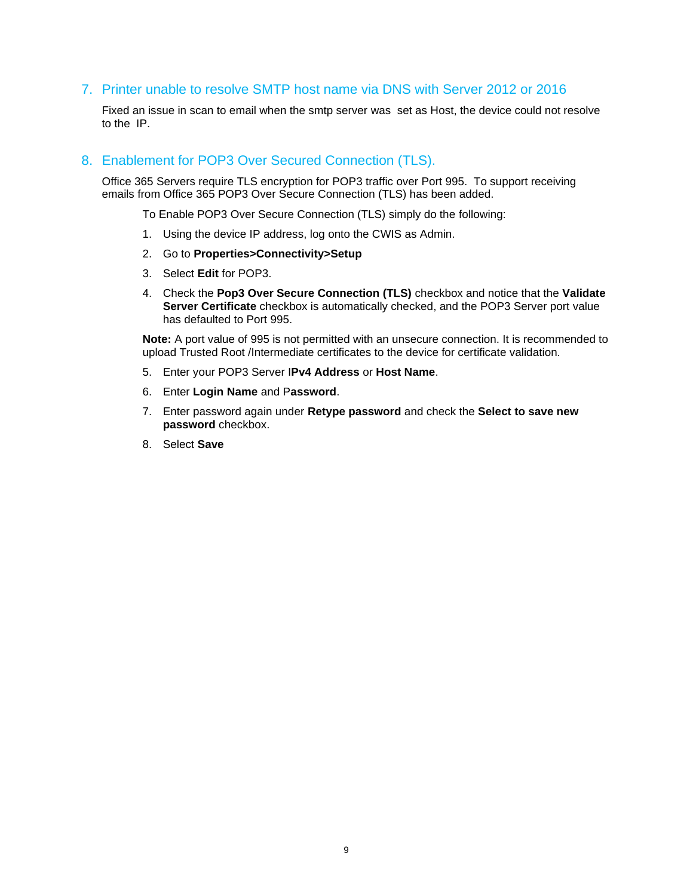## 7. Printer unable to resolve SMTP host name via DNS with Server 2012 or 2016

Fixed an issue in scan to email when the smtp server was set as Host, the device could not resolve to the IP.

## 8. Enablement for POP3 Over Secured Connection (TLS).

Office 365 Servers require TLS encryption for POP3 traffic over Port 995. To support receiving emails from Office 365 POP3 Over Secure Connection (TLS) has been added.

To Enable POP3 Over Secure Connection (TLS) simply do the following:

1. Using the device IP address, log onto the CWIS as Admin.
2. Go to **Properties>Connectivity>Setup**
3. Select **Edit** for POP3.
4. Check the **Pop3 Over Secure Connection (TLS)** checkbox and notice that the **Validate Server Certificate** checkbox is automatically checked, and the POP3 Server port value has defaulted to Port 995.

**Note:** A port value of 995 is not permitted with an unsecure connection. It is recommended to upload Trusted Root /Intermediate certificates to the device for certificate validation.

5. Enter your POP3 Server I**Pv4 Address** or **Host Name**.
6. Enter **Login Name** and P**assword**.
7. Enter password again under **Retype password** and check the **Select to save new password** checkbox.
8. Select **Save**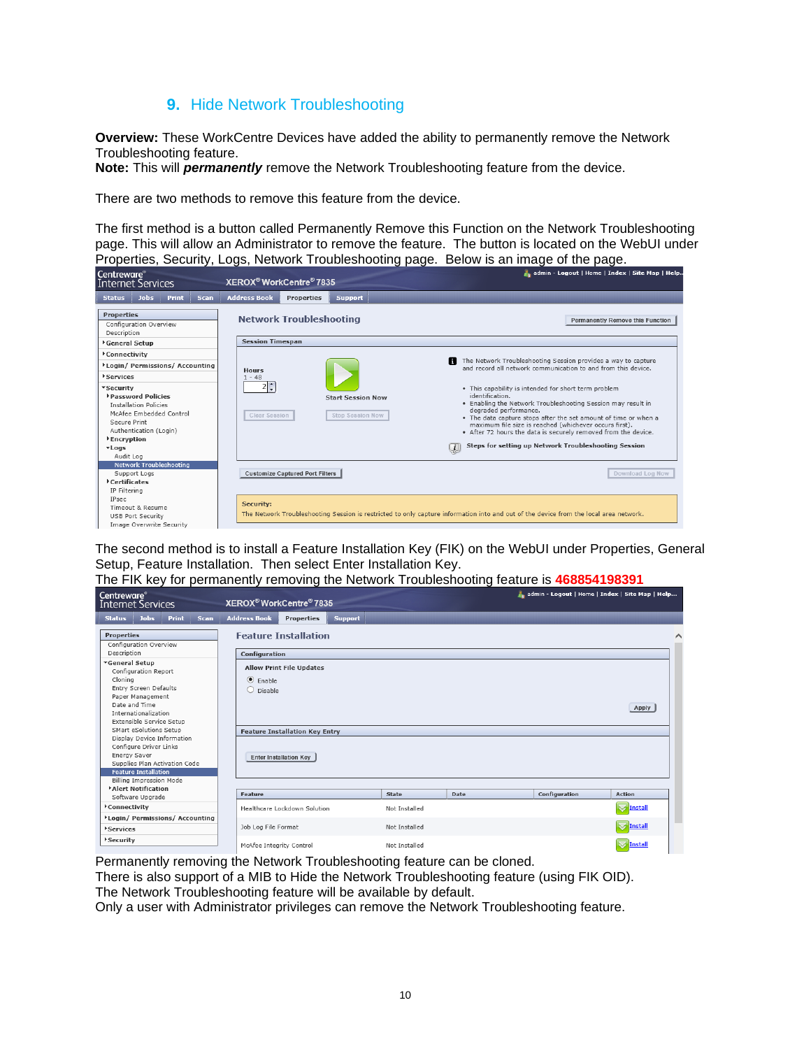## 9. Hide Network Troubleshooting

**Overview:** These WorkCentre Devices have added the ability to permanently remove the Network Troubleshooting feature.
**Note:** This will ***permanently*** remove the Network Troubleshooting feature from the device.

There are two methods to remove this feature from the device.

The first method is a button called Permanently Remove this Function on the Network Troubleshooting page. This will allow an Administrator to remove the feature. The button is located on the WebUI under Properties, Security, Logs, Network Troubleshooting page. Below is an image of the page.

The second method is to install a Feature Installation Key (FIK) on the WebUI under Properties, General Setup, Feature Installation. Then select Enter Installation Key.
The FIK key for permanently removing the Network Troubleshooting feature is **468854198391**

Permanently removing the Network Troubleshooting feature can be cloned.
There is also support of a MIB to Hide the Network Troubleshooting feature (using FIK OID).
The Network Troubleshooting feature will be available by default.
Only a user with Administrator privileges can remove the Network Troubleshooting feature.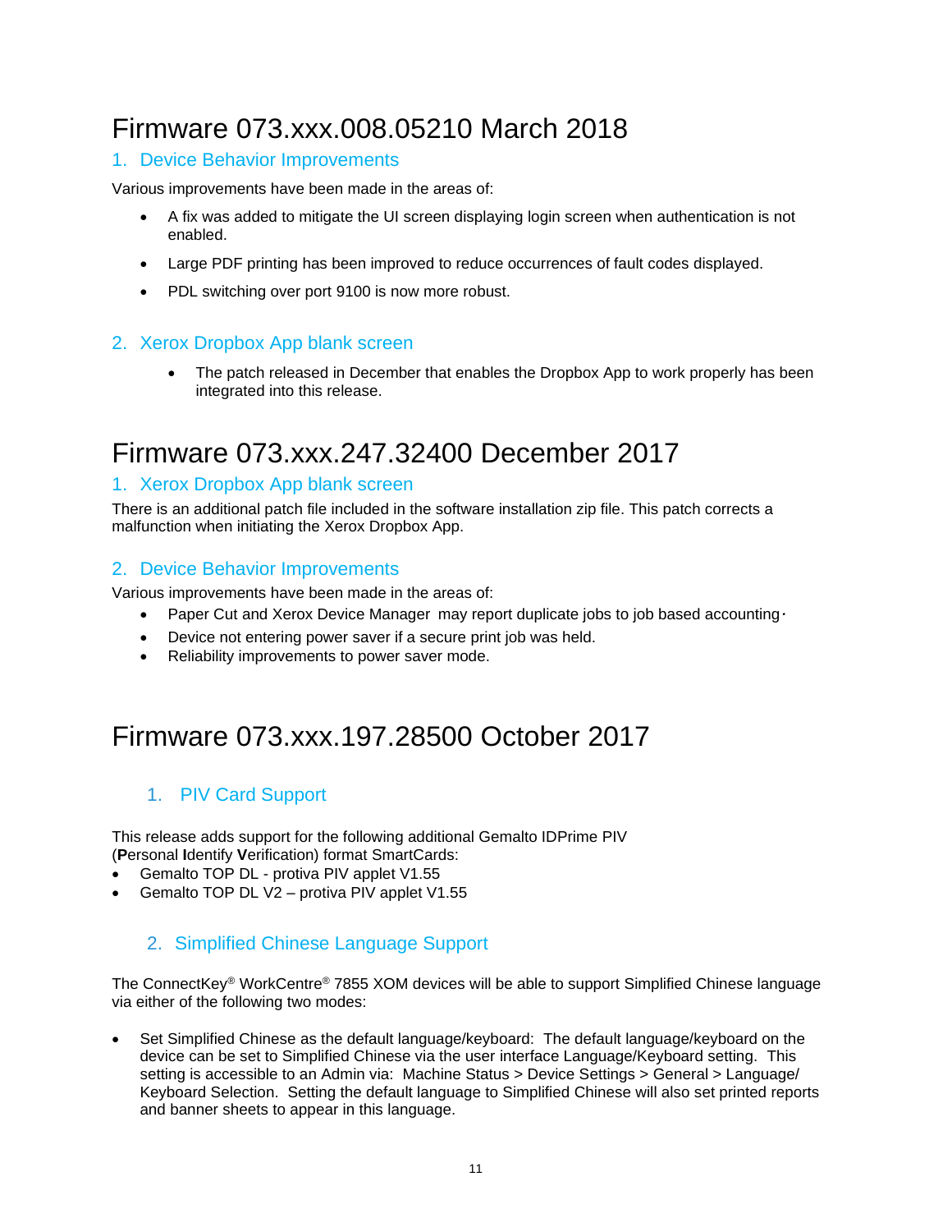# Firmware 073.xxx.008.05210 March 2018

## 1. Device Behavior Improvements

Various improvements have been made in the areas of:

- A fix was added to mitigate the UI screen displaying login screen when authentication is not enabled.
- Large PDF printing has been improved to reduce occurrences of fault codes displayed.
- PDL switching over port 9100 is now more robust.

## 2. Xerox Dropbox App blank screen

- The patch released in December that enables the Dropbox App to work properly has been integrated into this release.

# Firmware 073.xxx.247.32400 December 2017

## 1. Xerox Dropbox App blank screen

There is an additional patch file included in the software installation zip file. This patch corrects a malfunction when initiating the Xerox Dropbox App.

## 2. Device Behavior Improvements

Various improvements have been made in the areas of:

- Paper Cut and Xerox Device Manager may report duplicate jobs to job based accounting.
- Device not entering power saver if a secure print job was held.
- Reliability improvements to power saver mode.

# Firmware 073.xxx.197.28500 October 2017

## 1. PIV Card Support

This release adds support for the following additional Gemalto IDPrime PIV (**P**ersonal **I**dentify **V**erification) format SmartCards:

- Gemalto TOP DL - protiva PIV applet V1.55
- Gemalto TOP DL V2 – protiva PIV applet V1.55

## 2. Simplified Chinese Language Support

The ConnectKey® WorkCentre® 7855 XOM devices will be able to support Simplified Chinese language via either of the following two modes:

- Set Simplified Chinese as the default language/keyboard: The default language/keyboard on the device can be set to Simplified Chinese via the user interface Language/Keyboard setting. This setting is accessible to an Admin via: Machine Status > Device Settings > General > Language/ Keyboard Selection. Setting the default language to Simplified Chinese will also set printed reports and banner sheets to appear in this language.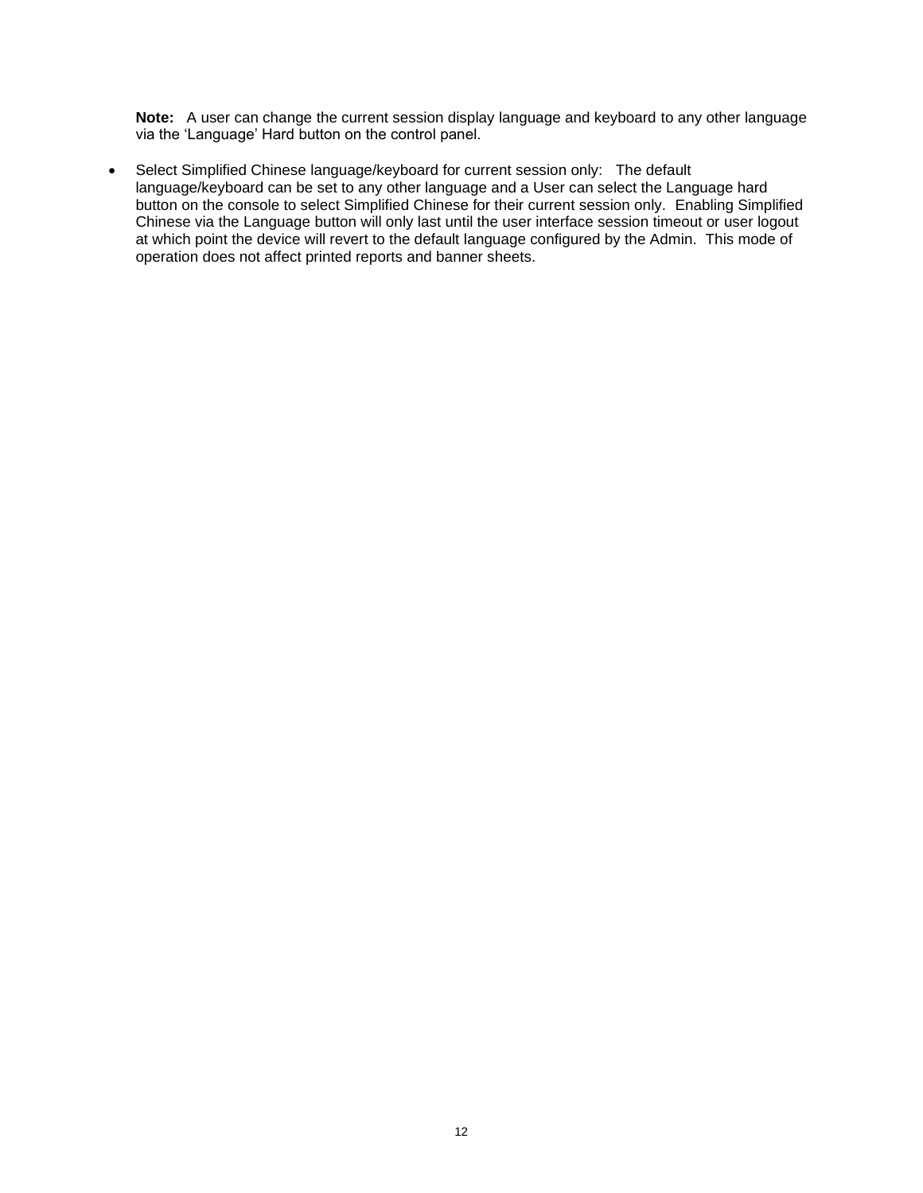**Note:** A user can change the current session display language and keyboard to any other language via the 'Language' Hard button on the control panel.

- Select Simplified Chinese language/keyboard for current session only: The default language/keyboard can be set to any other language and a User can select the Language hard button on the console to select Simplified Chinese for their current session only. Enabling Simplified Chinese via the Language button will only last until the user interface session timeout or user logout at which point the device will revert to the default language configured by the Admin. This mode of operation does not affect printed reports and banner sheets.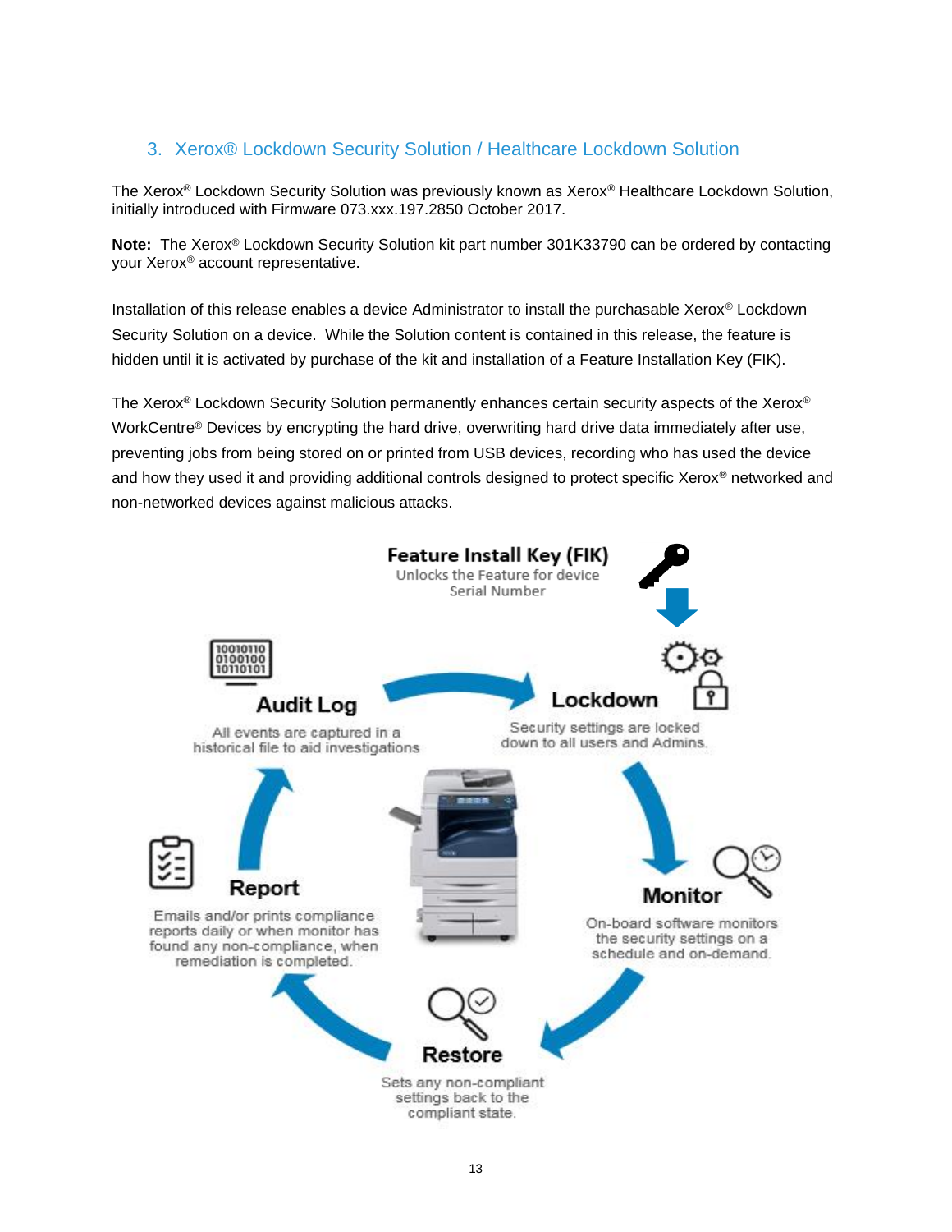## 3. Xerox® Lockdown Security Solution / Healthcare Lockdown Solution

The Xerox® Lockdown Security Solution was previously known as Xerox® Healthcare Lockdown Solution, initially introduced with Firmware 073.xxx.197.2850 October 2017.

**Note:** The Xerox® Lockdown Security Solution kit part number 301K33790 can be ordered by contacting your Xerox® account representative.

Installation of this release enables a device Administrator to install the purchasable Xerox® Lockdown Security Solution on a device. While the Solution content is contained in this release, the feature is hidden until it is activated by purchase of the kit and installation of a Feature Installation Key (FIK).

The Xerox® Lockdown Security Solution permanently enhances certain security aspects of the Xerox® WorkCentre® Devices by encrypting the hard drive, overwriting hard drive data immediately after use, preventing jobs from being stored on or printed from USB devices, recording who has used the device and how they used it and providing additional controls designed to protect specific Xerox® networked and non-networked devices against malicious attacks.

**Feature Install Key (FIK)**
Unlocks the Feature for device Serial Number

**Lockdown**
Security settings are locked down to all users and Admins.

**Monitor**
On-board software monitors the security settings on a schedule and on-demand.

**Restore**
Sets any non-compliant settings back to the compliant state.

**Report**
Emails and/or prints compliance reports daily or when monitor has found any non-compliance, when remediation is completed.

**Audit Log**
All events are captured in a historical file to aid investigations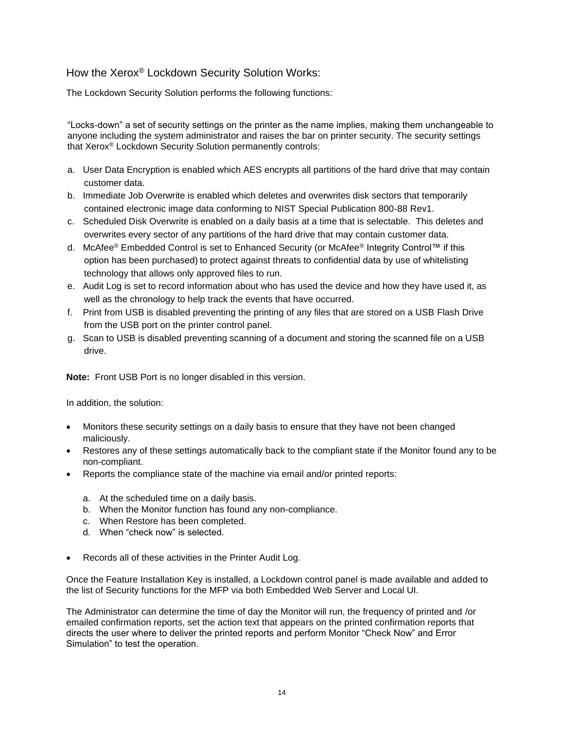## How the Xerox® Lockdown Security Solution Works:

The Lockdown Security Solution performs the following functions:

“Locks-down” a set of security settings on the printer as the name implies, making them unchangeable to anyone including the system administrator and raises the bar on printer security. The security settings that Xerox® Lockdown Security Solution permanently controls:

a. User Data Encryption is enabled which AES encrypts all partitions of the hard drive that may contain customer data.
b. Immediate Job Overwrite is enabled which deletes and overwrites disk sectors that temporarily contained electronic image data conforming to NIST Special Publication 800-88 Rev1.
c. Scheduled Disk Overwrite is enabled on a daily basis at a time that is selectable. This deletes and overwrites every sector of any partitions of the hard drive that may contain customer data.
d. McAfee® Embedded Control is set to Enhanced Security (or McAfee® Integrity Control™ if this option has been purchased) to protect against threats to confidential data by use of whitelisting technology that allows only approved files to run.
e. Audit Log is set to record information about who has used the device and how they have used it, as well as the chronology to help track the events that have occurred.
f. Print from USB is disabled preventing the printing of any files that are stored on a USB Flash Drive from the USB port on the printer control panel.
g. Scan to USB is disabled preventing scanning of a document and storing the scanned file on a USB drive.

**Note:** Front USB Port is no longer disabled in this version.

In addition, the solution:

- Monitors these security settings on a daily basis to ensure that they have not been changed maliciously.
- Restores any of these settings automatically back to the compliant state if the Monitor found any to be non-compliant.
- Reports the compliance state of the machine via email and/or printed reports:

    a. At the scheduled time on a daily basis.
    b. When the Monitor function has found any non-compliance.
    c. When Restore has been completed.
    d. When “check now” is selected.

- Records all of these activities in the Printer Audit Log.

Once the Feature Installation Key is installed, a Lockdown control panel is made available and added to the list of Security functions for the MFP via both Embedded Web Server and Local UI.

The Administrator can determine the time of day the Monitor will run, the frequency of printed and /or emailed confirmation reports, set the action text that appears on the printed confirmation reports that directs the user where to deliver the printed reports and perform Monitor “Check Now” and Error Simulation” to test the operation.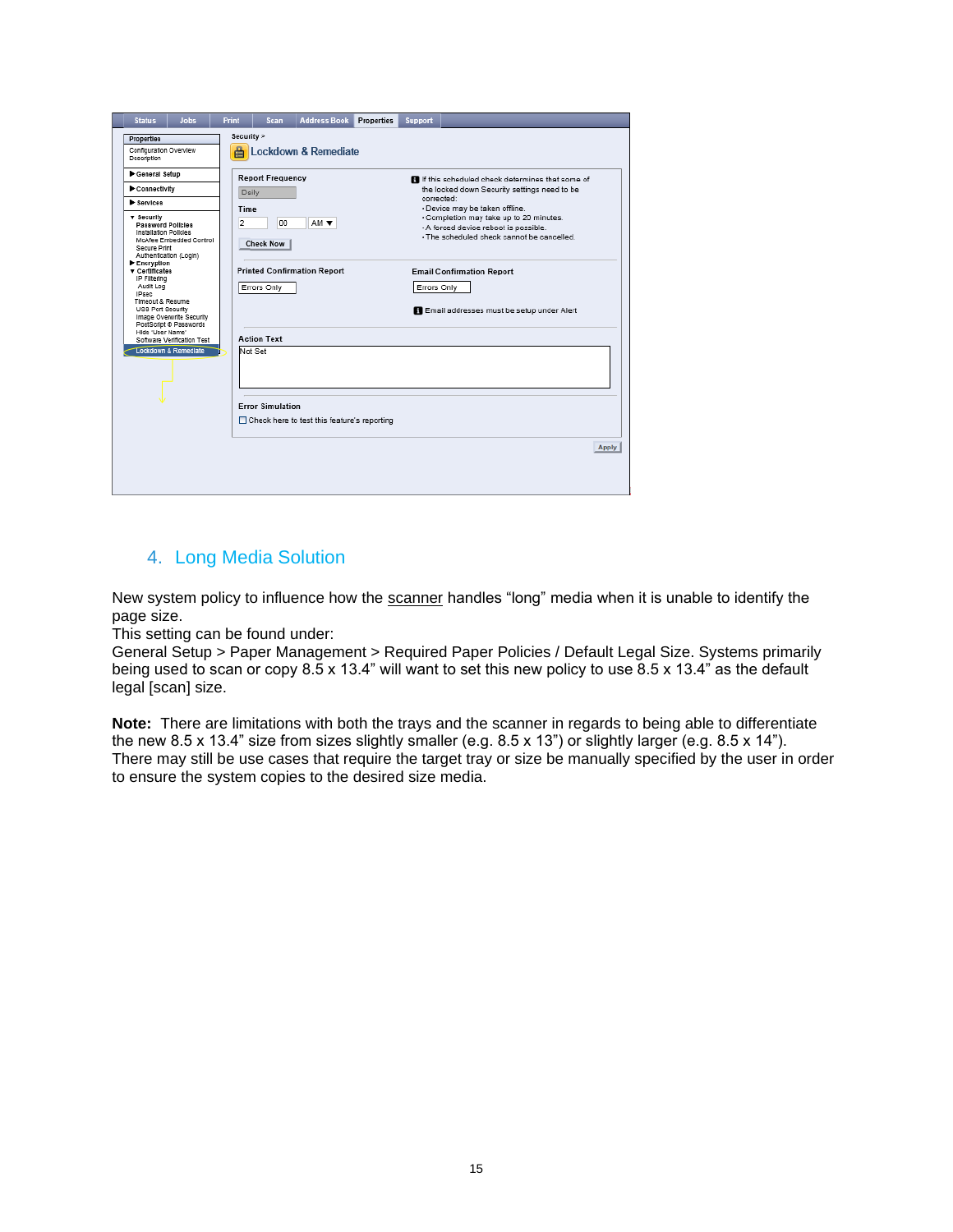## 4. Long Media Solution

New system policy to influence how the scanner handles “long” media when it is unable to identify the page size.
This setting can be found under:
General Setup > Paper Management > Required Paper Policies / Default Legal Size. Systems primarily being used to scan or copy 8.5 x 13.4” will want to set this new policy to use 8.5 x 13.4” as the default legal [scan] size.

**Note:** There are limitations with both the trays and the scanner in regards to being able to differentiate the new 8.5 x 13.4” size from sizes slightly smaller (e.g. 8.5 x 13”) or slightly larger (e.g. 8.5 x 14”). There may still be use cases that require the target tray or size be manually specified by the user in order to ensure the system copies to the desired size media.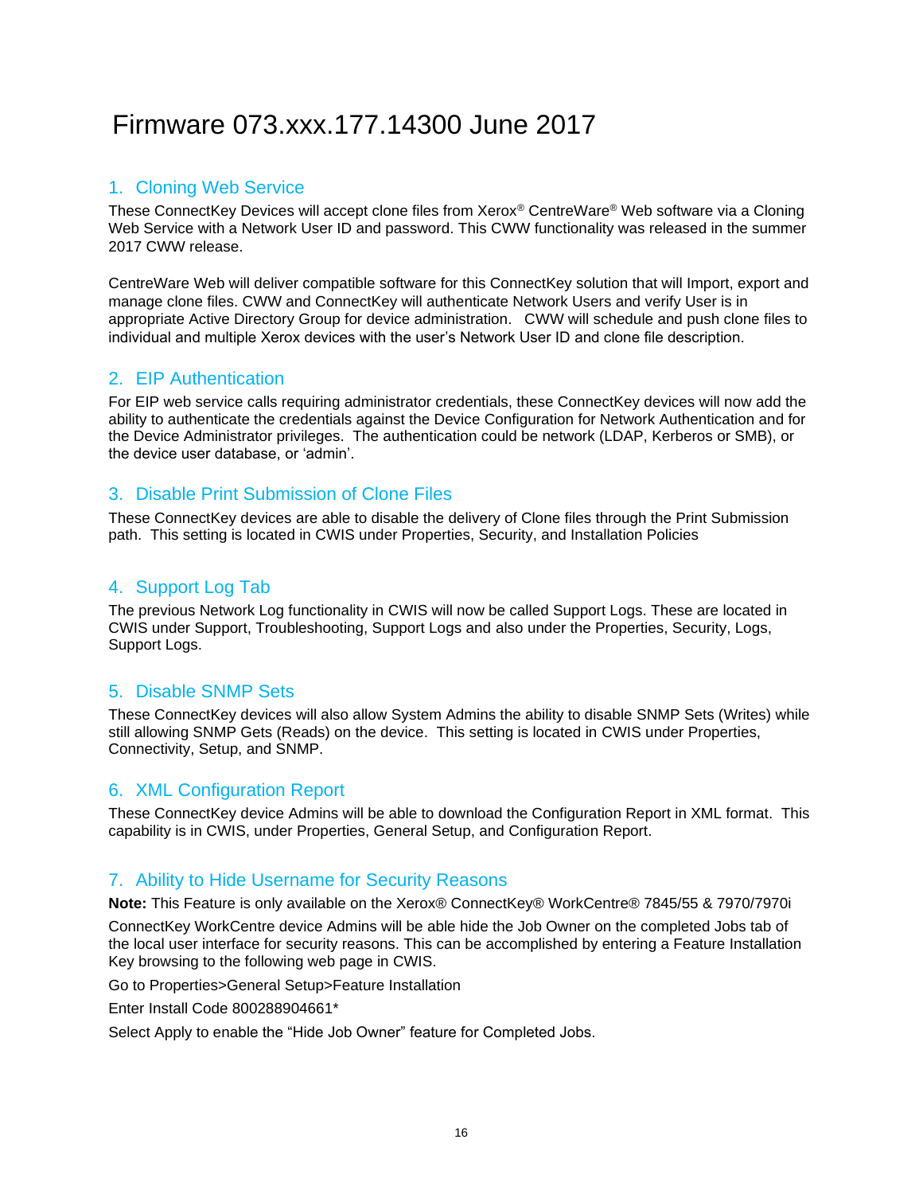# Firmware 073.xxx.177.14300 June 2017

## 1. Cloning Web Service

These ConnectKey Devices will accept clone files from Xerox® CentreWare® Web software via a Cloning Web Service with a Network User ID and password. This CWW functionality was released in the summer 2017 CWW release.

CentreWare Web will deliver compatible software for this ConnectKey solution that will Import, export and manage clone files. CWW and ConnectKey will authenticate Network Users and verify User is in appropriate Active Directory Group for device administration. CWW will schedule and push clone files to individual and multiple Xerox devices with the user's Network User ID and clone file description.

## 2. EIP Authentication

For EIP web service calls requiring administrator credentials, these ConnectKey devices will now add the ability to authenticate the credentials against the Device Configuration for Network Authentication and for the Device Administrator privileges. The authentication could be network (LDAP, Kerberos or SMB), or the device user database, or 'admin'.

## 3. Disable Print Submission of Clone Files

These ConnectKey devices are able to disable the delivery of Clone files through the Print Submission path. This setting is located in CWIS under Properties, Security, and Installation Policies

## 4. Support Log Tab

The previous Network Log functionality in CWIS will now be called Support Logs. These are located in CWIS under Support, Troubleshooting, Support Logs and also under the Properties, Security, Logs, Support Logs.

## 5. Disable SNMP Sets

These ConnectKey devices will also allow System Admins the ability to disable SNMP Sets (Writes) while still allowing SNMP Gets (Reads) on the device. This setting is located in CWIS under Properties, Connectivity, Setup, and SNMP.

## 6. XML Configuration Report

These ConnectKey device Admins will be able to download the Configuration Report in XML format. This capability is in CWIS, under Properties, General Setup, and Configuration Report.

## 7. Ability to Hide Username for Security Reasons

**Note:** This Feature is only available on the Xerox® ConnectKey® WorkCentre® 7845/55 & 7970/7970i

ConnectKey WorkCentre device Admins will be able hide the Job Owner on the completed Jobs tab of the local user interface for security reasons. This can be accomplished by entering a Feature Installation Key browsing to the following web page in CWIS.

Go to Properties>General Setup>Feature Installation

Enter Install Code 800288904661*

Select Apply to enable the "Hide Job Owner" feature for Completed Jobs.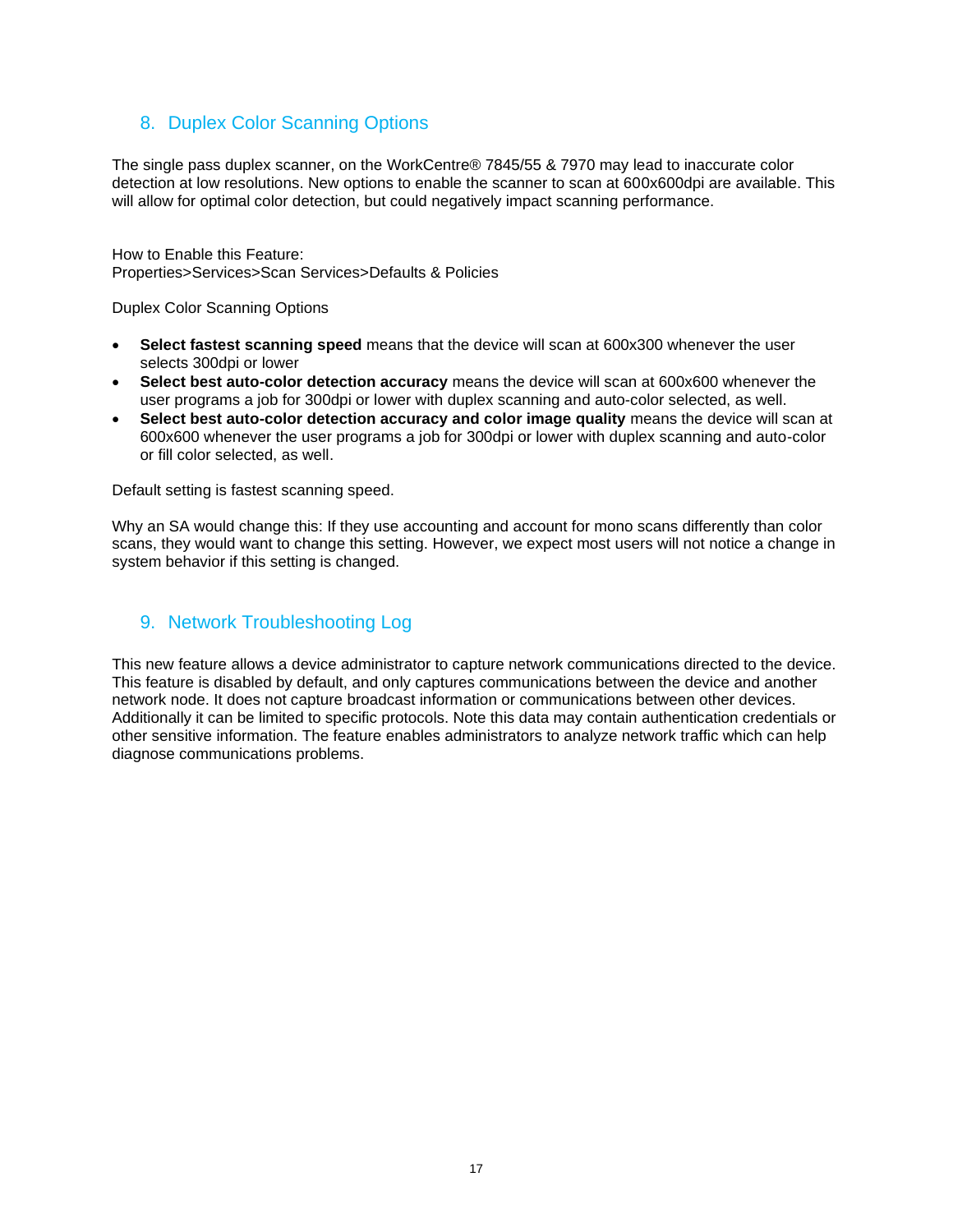## 8. Duplex Color Scanning Options

The single pass duplex scanner, on the WorkCentre® 7845/55 & 7970 may lead to inaccurate color detection at low resolutions. New options to enable the scanner to scan at 600x600dpi are available. This will allow for optimal color detection, but could negatively impact scanning performance.

How to Enable this Feature:
Properties>Services>Scan Services>Defaults & Policies

Duplex Color Scanning Options

- **Select fastest scanning speed** means that the device will scan at 600x300 whenever the user selects 300dpi or lower
- **Select best auto-color detection accuracy** means the device will scan at 600x600 whenever the user programs a job for 300dpi or lower with duplex scanning and auto-color selected, as well.
- **Select best auto-color detection accuracy and color image quality** means the device will scan at 600x600 whenever the user programs a job for 300dpi or lower with duplex scanning and auto-color or fill color selected, as well.

Default setting is fastest scanning speed.

Why an SA would change this: If they use accounting and account for mono scans differently than color scans, they would want to change this setting. However, we expect most users will not notice a change in system behavior if this setting is changed.

## 9. Network Troubleshooting Log

This new feature allows a device administrator to capture network communications directed to the device. This feature is disabled by default, and only captures communications between the device and another network node. It does not capture broadcast information or communications between other devices. Additionally it can be limited to specific protocols. Note this data may contain authentication credentials or other sensitive information. The feature enables administrators to analyze network traffic which can help diagnose communications problems.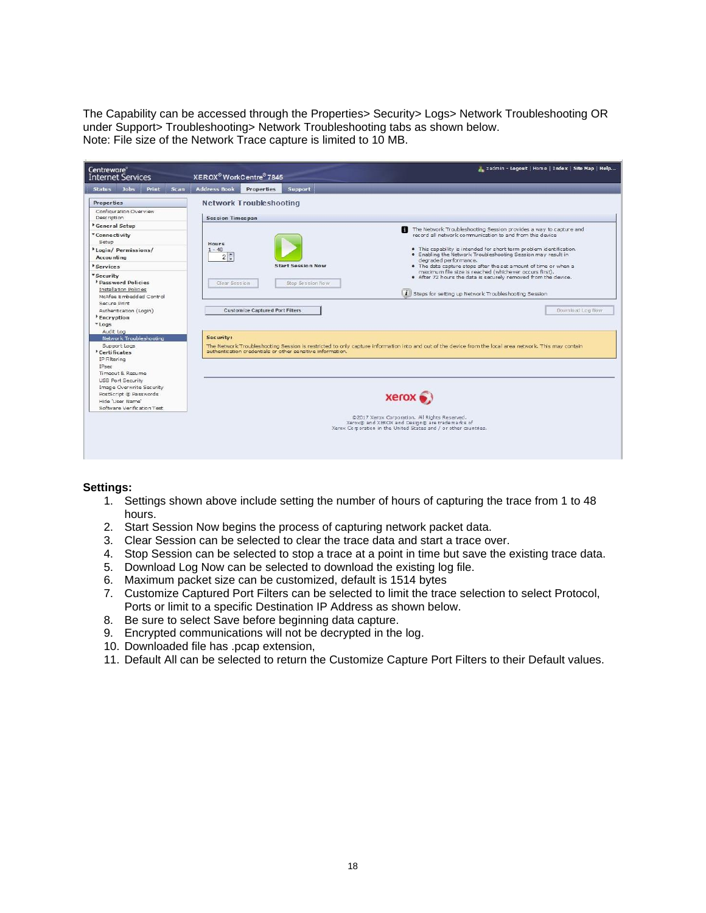The Capability can be accessed through the Properties> Security> Logs> Network Troubleshooting OR under Support> Troubleshooting> Network Troubleshooting tabs as shown below.
Note: File size of the Network Trace capture is limited to 10 MB.

**Settings:**

1. Settings shown above include setting the number of hours of capturing the trace from 1 to 48 hours.
2. Start Session Now begins the process of capturing network packet data.
3. Clear Session can be selected to clear the trace data and start a trace over.
4. Stop Session can be selected to stop a trace at a point in time but save the existing trace data.
5. Download Log Now can be selected to download the existing log file.
6. Maximum packet size can be customized, default is 1514 bytes
7. Customize Captured Port Filters can be selected to limit the trace selection to select Protocol, Ports or limit to a specific Destination IP Address as shown below.
8. Be sure to select Save before beginning data capture.
9. Encrypted communications will not be decrypted in the log.
10. Downloaded file has .pcap extension,
11. Default All can be selected to return the Customize Capture Port Filters to their Default values.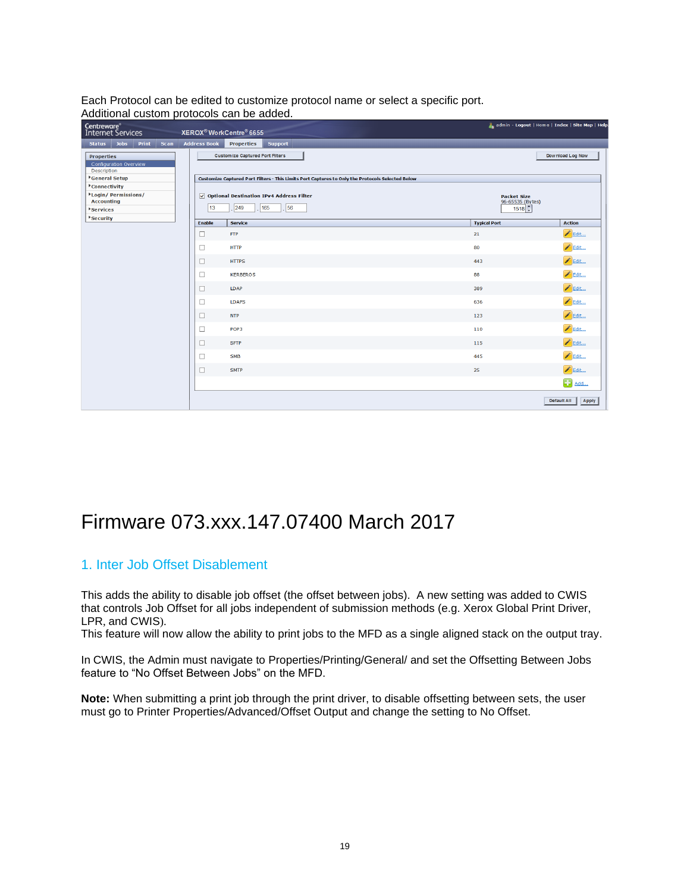Each Protocol can be edited to customize protocol name or select a specific port.
Additional custom protocols can be added.

# Firmware 073.xxx.147.07400 March 2017

## 1. Inter Job Offset Disablement

This adds the ability to disable job offset (the offset between jobs). A new setting was added to CWIS that controls Job Offset for all jobs independent of submission methods (e.g. Xerox Global Print Driver, LPR, and CWIS).
This feature will now allow the ability to print jobs to the MFD as a single aligned stack on the output tray.

In CWIS, the Admin must navigate to Properties/Printing/General/ and set the Offsetting Between Jobs feature to "No Offset Between Jobs" on the MFD.

**Note:** When submitting a print job through the print driver, to disable offsetting between sets, the user must go to Printer Properties/Advanced/Offset Output and change the setting to No Offset.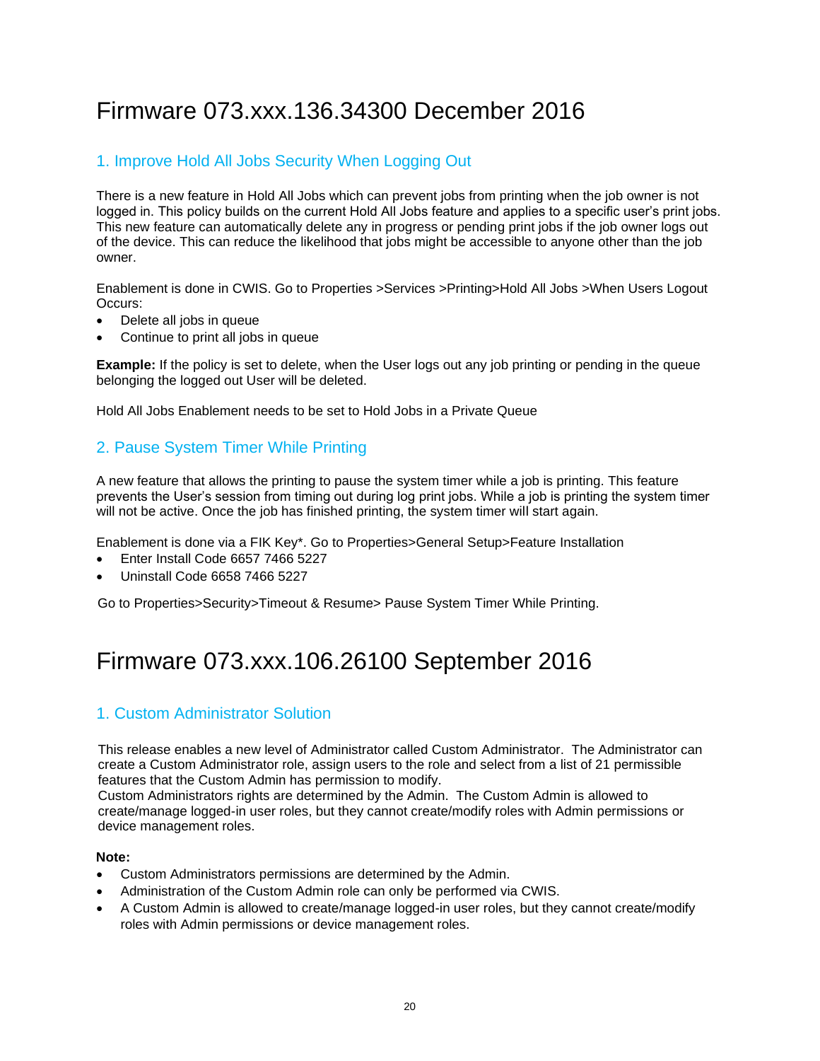# Firmware 073.xxx.136.34300 December 2016

## 1. Improve Hold All Jobs Security When Logging Out

There is a new feature in Hold All Jobs which can prevent jobs from printing when the job owner is not logged in. This policy builds on the current Hold All Jobs feature and applies to a specific user's print jobs. This new feature can automatically delete any in progress or pending print jobs if the job owner logs out of the device. This can reduce the likelihood that jobs might be accessible to anyone other than the job owner.

Enablement is done in CWIS. Go to Properties >Services >Printing>Hold All Jobs >When Users Logout Occurs:

- Delete all jobs in queue
- Continue to print all jobs in queue

**Example:** If the policy is set to delete, when the User logs out any job printing or pending in the queue belonging the logged out User will be deleted.

Hold All Jobs Enablement needs to be set to Hold Jobs in a Private Queue

## 2. Pause System Timer While Printing

A new feature that allows the printing to pause the system timer while a job is printing. This feature prevents the User's session from timing out during log print jobs. While a job is printing the system timer will not be active. Once the job has finished printing, the system timer will start again.

Enablement is done via a FIK Key*. Go to Properties>General Setup>Feature Installation

- Enter Install Code 6657 7466 5227
- Uninstall Code 6658 7466 5227

Go to Properties>Security>Timeout & Resume> Pause System Timer While Printing.

# Firmware 073.xxx.106.26100 September 2016

## 1. Custom Administrator Solution

This release enables a new level of Administrator called Custom Administrator. The Administrator can create a Custom Administrator role, assign users to the role and select from a list of 21 permissible features that the Custom Admin has permission to modify.
Custom Administrators rights are determined by the Admin. The Custom Admin is allowed to create/manage logged-in user roles, but they cannot create/modify roles with Admin permissions or device management roles.

**Note:**

- Custom Administrators permissions are determined by the Admin.
- Administration of the Custom Admin role can only be performed via CWIS.
- A Custom Admin is allowed to create/manage logged-in user roles, but they cannot create/modify roles with Admin permissions or device management roles.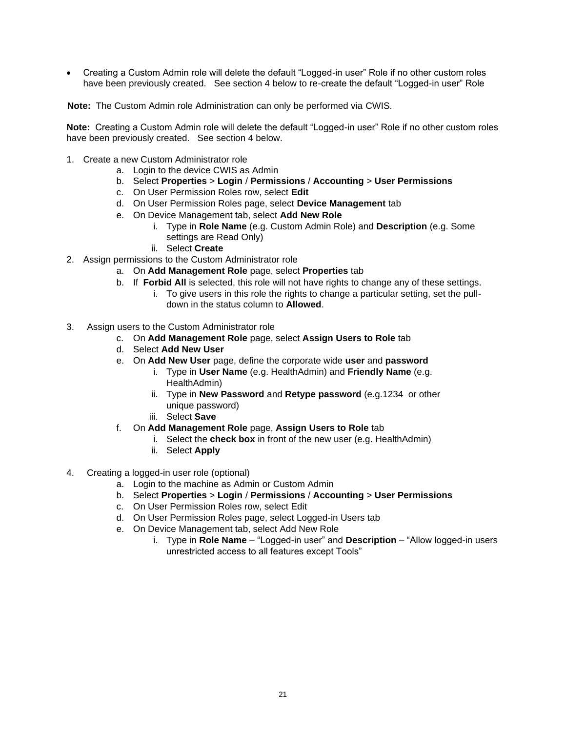- Creating a Custom Admin role will delete the default “Logged-in user” Role if no other custom roles have been previously created. See section 4 below to re-create the default “Logged-in user” Role

**Note:** The Custom Admin role Administration can only be performed via CWIS.

**Note:** Creating a Custom Admin role will delete the default “Logged-in user” Role if no other custom roles have been previously created. See section 4 below.

1. Create a new Custom Administrator role
    a. Login to the device CWIS as Admin
    b. Select **Properties** > **Login** / **Permissions** / **Accounting** > **User Permissions**
    c. On User Permission Roles row, select **Edit**
    d. On User Permission Roles page, select **Device Management** tab
    e. On Device Management tab, select **Add New Role**
        i. Type in **Role Name** (e.g. Custom Admin Role) and **Description** (e.g. Some settings are Read Only)
        ii. Select **Create**
2. Assign permissions to the Custom Administrator role
    a. On **Add Management Role** page, select **Properties** tab
    b. If **Forbid All** is selected, this role will not have rights to change any of these settings.
        i. To give users in this role the rights to change a particular setting, set the pull-down in the status column to **Allowed**.

3. Assign users to the Custom Administrator role
    c. On **Add Management Role** page, select **Assign Users to Role** tab
    d. Select **Add New User**
    e. On **Add New User** page, define the corporate wide **user** and **password**
        i. Type in **User Name** (e.g. HealthAdmin) and **Friendly Name** (e.g. HealthAdmin)
        ii. Type in **New Password** and **Retype password** (e.g.1234 or other unique password)
        iii. Select **Save**
    f. On **Add Management Role** page, **Assign Users to Role** tab
        i. Select the **check box** in front of the new user (e.g. HealthAdmin)
        ii. Select **Apply**

4. Creating a logged-in user role (optional)
    a. Login to the machine as Admin or Custom Admin
    b. Select **Properties** > **Login** / **Permissions** / **Accounting** > **User Permissions**
    c. On User Permission Roles row, select Edit
    d. On User Permission Roles page, select Logged-in Users tab
    e. On Device Management tab, select Add New Role
        i. Type in **Role Name** – “Logged-in user” and **Description** – “Allow logged-in users unrestricted access to all features except Tools”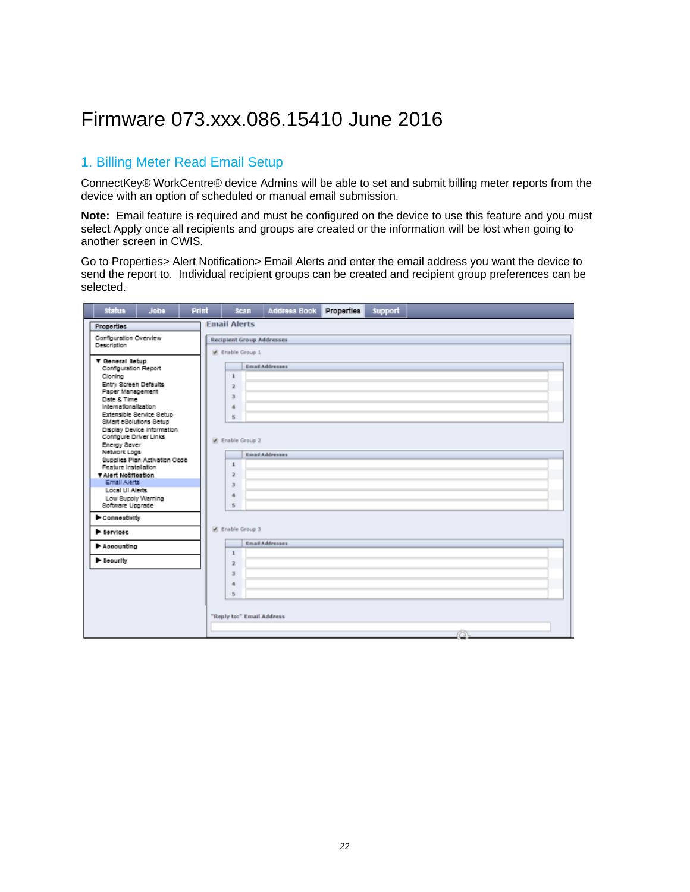# Firmware 073.xxx.086.15410 June 2016

## 1. Billing Meter Read Email Setup

ConnectKey® WorkCentre® device Admins will be able to set and submit billing meter reports from the device with an option of scheduled or manual email submission.

**Note:** Email feature is required and must be configured on the device to use this feature and you must select Apply once all recipients and groups are created or the information will be lost when going to another screen in CWIS.

Go to Properties> Alert Notification> Email Alerts and enter the email address you want the device to send the report to. Individual recipient groups can be created and recipient group preferences can be selected.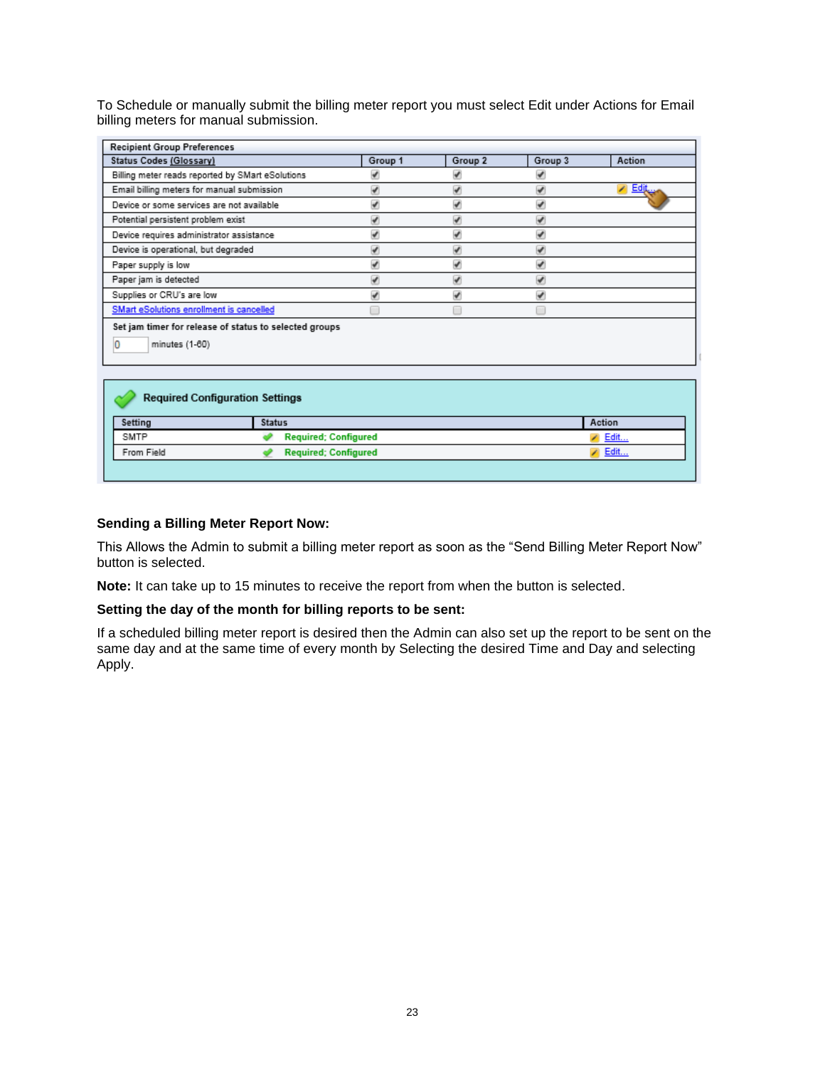To Schedule or manually submit the billing meter report you must select Edit under Actions for Email billing meters for manual submission.

**Recipient Group Preferences**

| Status Codes (Glossary) | Group 1 | Group 2 | Group 3 | Action |
|---|---|---|---|---|
| Billing meter reads reported by SMart eSolutions | ✔ | ✔ | ✔ | |
| Email billing meters for manual submission | ✔ | ✔ | ✔ | Edit... |
| Device or some services are not available | ✔ | ✔ | ✔ | |
| Potential persistent problem exist | ✔ | ✔ | ✔ | |
| Device requires administrator assistance | ✔ | ✔ | ✔ | |
| Device is operational, but degraded | ✔ | ✔ | ✔ | |
| Paper supply is low | ✔ | ✔ | ✔ | |
| Paper jam is detected | ✔ | ✔ | ✔ | |
| Supplies or CRU's are low | ✔ | ✔ | ✔ | |
| SMart eSolutions enrollment is cancelled | ☐ | ☐ | ☐ | |

Set jam timer for release of status to selected groups

0 minutes (1-60)

**Required Configuration Settings**

| Setting | Status | Action |
|---|---|---|
| SMTP | Required; Configured | Edit... |
| From Field | Required; Configured | Edit... |

**Sending a Billing Meter Report Now:**

This Allows the Admin to submit a billing meter report as soon as the "Send Billing Meter Report Now" button is selected.

**Note:** It can take up to 15 minutes to receive the report from when the button is selected.

**Setting the day of the month for billing reports to be sent:**

If a scheduled billing meter report is desired then the Admin can also set up the report to be sent on the same day and at the same time of every month by Selecting the desired Time and Day and selecting Apply.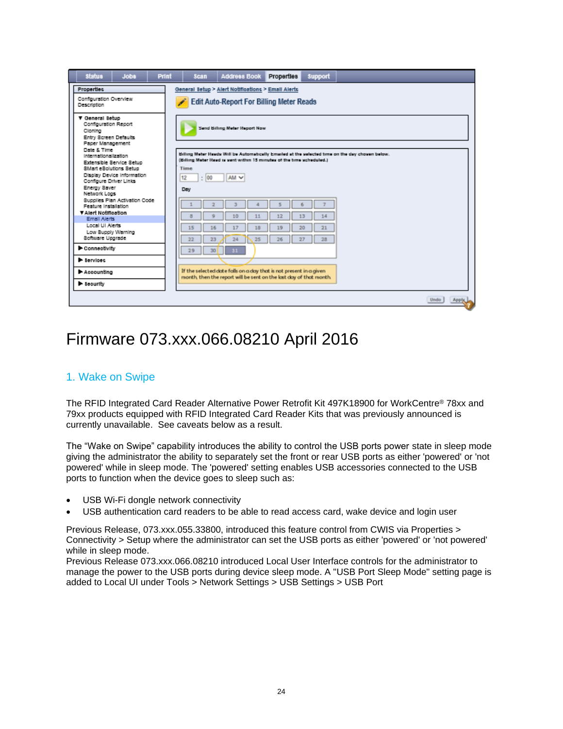# Firmware 073.xxx.066.08210 April 2016

## 1. Wake on Swipe

The RFID Integrated Card Reader Alternative Power Retrofit Kit 497K18900 for WorkCentre® 78xx and 79xx products equipped with RFID Integrated Card Reader Kits that was previously announced is currently unavailable. See caveats below as a result.

The "Wake on Swipe" capability introduces the ability to control the USB ports power state in sleep mode giving the administrator the ability to separately set the front or rear USB ports as either 'powered' or 'not powered' while in sleep mode. The 'powered' setting enables USB accessories connected to the USB ports to function when the device goes to sleep such as:

- USB Wi-Fi dongle network connectivity
- USB authentication card readers to be able to read access card, wake device and login user

Previous Release, 073.xxx.055.33800, introduced this feature control from CWIS via Properties > Connectivity > Setup where the administrator can set the USB ports as either 'powered' or 'not powered' while in sleep mode.
Previous Release 073.xxx.066.08210 introduced Local User Interface controls for the administrator to manage the power to the USB ports during device sleep mode. A "USB Port Sleep Mode" setting page is added to Local UI under Tools > Network Settings > USB Settings > USB Port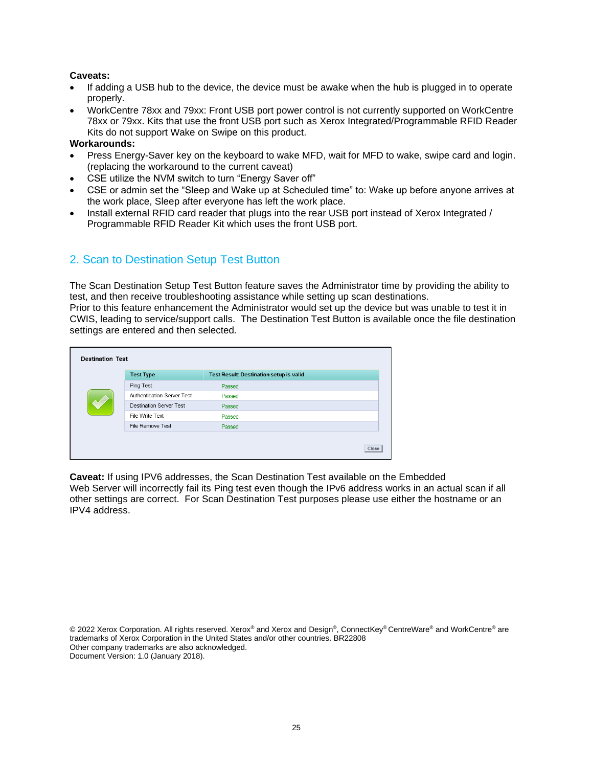**Caveats:**

- If adding a USB hub to the device, the device must be awake when the hub is plugged in to operate properly.
- WorkCentre 78xx and 79xx: Front USB port power control is not currently supported on WorkCentre 78xx or 79xx. Kits that use the front USB port such as Xerox Integrated/Programmable RFID Reader Kits do not support Wake on Swipe on this product.

**Workarounds:**

- Press Energy-Saver key on the keyboard to wake MFD, wait for MFD to wake, swipe card and login. (replacing the workaround to the current caveat)
- CSE utilize the NVM switch to turn "Energy Saver off"
- CSE or admin set the "Sleep and Wake up at Scheduled time" to: Wake up before anyone arrives at the work place, Sleep after everyone has left the work place.
- Install external RFID card reader that plugs into the rear USB port instead of Xerox Integrated / Programmable RFID Reader Kit which uses the front USB port.

## 2. Scan to Destination Setup Test Button

The Scan Destination Setup Test Button feature saves the Administrator time by providing the ability to test, and then receive troubleshooting assistance while setting up scan destinations.
Prior to this feature enhancement the Administrator would set up the device but was unable to test it in CWIS, leading to service/support calls. The Destination Test Button is available once the file destination settings are entered and then selected.

Destination Test

| Test Type | Test Result: Destination setup is valid. |
|---|---|
| Ping Test | Passed |
| Authentication Server Test | Passed |
| Destination Server Test | Passed |
| File Write Text | Passed |
| File Remove Test | Passed |

Close

**Caveat:** If using IPV6 addresses, the Scan Destination Test available on the Embedded Web Server will incorrectly fail its Ping test even though the IPv6 address works in an actual scan if all other settings are correct. For Scan Destination Test purposes please use either the hostname or an IPV4 address.

© 2022 Xerox Corporation. All rights reserved. Xerox® and Xerox and Design®, ConnectKey® CentreWare® and WorkCentre® are trademarks of Xerox Corporation in the United States and/or other countries. BR22808
Other company trademarks are also acknowledged.
Document Version: 1.0 (January 2018).